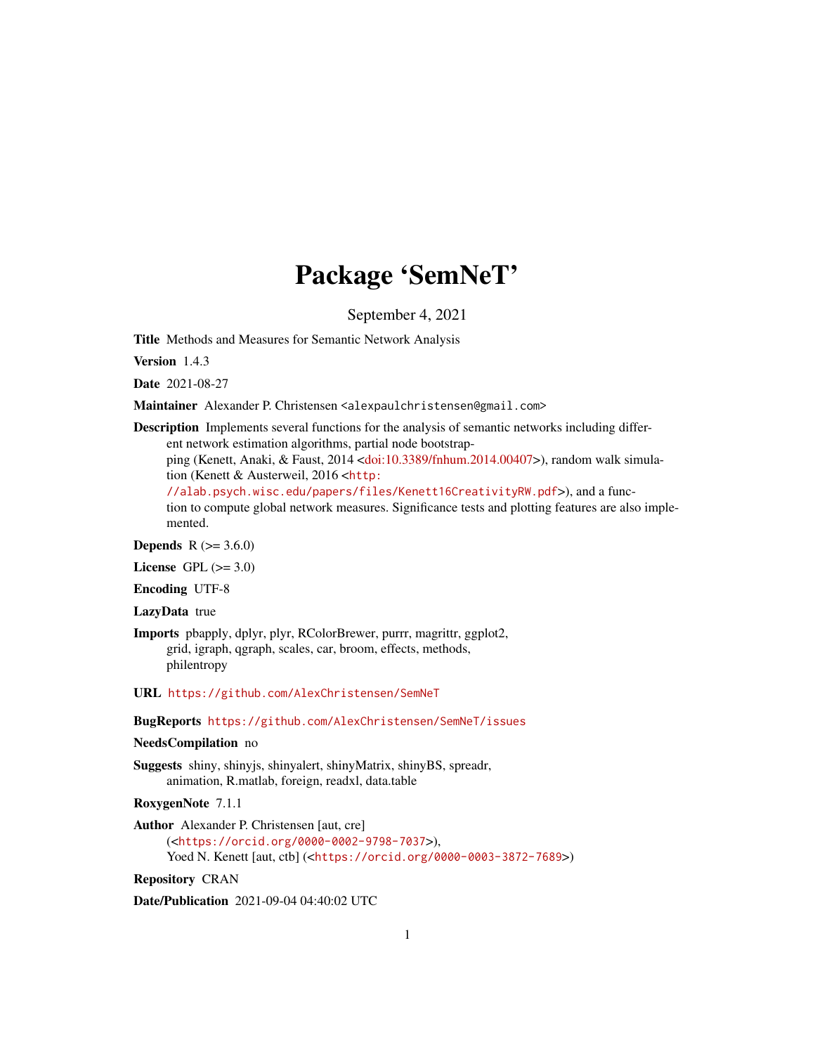# Package 'SemNeT'

September 4, 2021

**Title** Methods and Measures for Semantic Network Analysis

**Version** 1.4.3

**Date** 2021-08-27

**Maintainer** Alexander P. Christensen <alexpaulchristensen@gmail.com>

**Description** Implements several functions for the analysis of semantic networks including different network estimation algorithms, partial node bootstrapping (Kenett, Anaki, & Faust, 2014 <doi:10.3389/fnhum.2014.00407>), random walk simulation (Kenett & Austerweil, 2016 <http://alab.psych.wisc.edu/papers/files/Kenett16CreativityRW.pdf>), and a function to compute global network measures. Significance tests and plotting features are also implemented.

**Depends** R (>= 3.6.0)

**License** GPL (>= 3.0)

**Encoding** UTF-8

**LazyData** true

**Imports** pbapply, dplyr, plyr, RColorBrewer, purrr, magrittr, ggplot2, grid, igraph, qgraph, scales, car, broom, effects, methods, philentropy

**URL** https://github.com/AlexChristensen/SemNeT

**BugReports** https://github.com/AlexChristensen/SemNeT/issues

**NeedsCompilation** no

**Suggests** shiny, shinyjs, shinyalert, shinyMatrix, shinyBS, spreadr, animation, R.matlab, foreign, readxl, data.table

**RoxygenNote** 7.1.1

**Author** Alexander P. Christensen [aut, cre] (<https://orcid.org/0000-0002-9798-7037>), Yoed N. Kenett [aut, ctb] (<https://orcid.org/0000-0003-3872-7689>)

**Repository** CRAN

**Date/Publication** 2021-09-04 04:40:02 UTC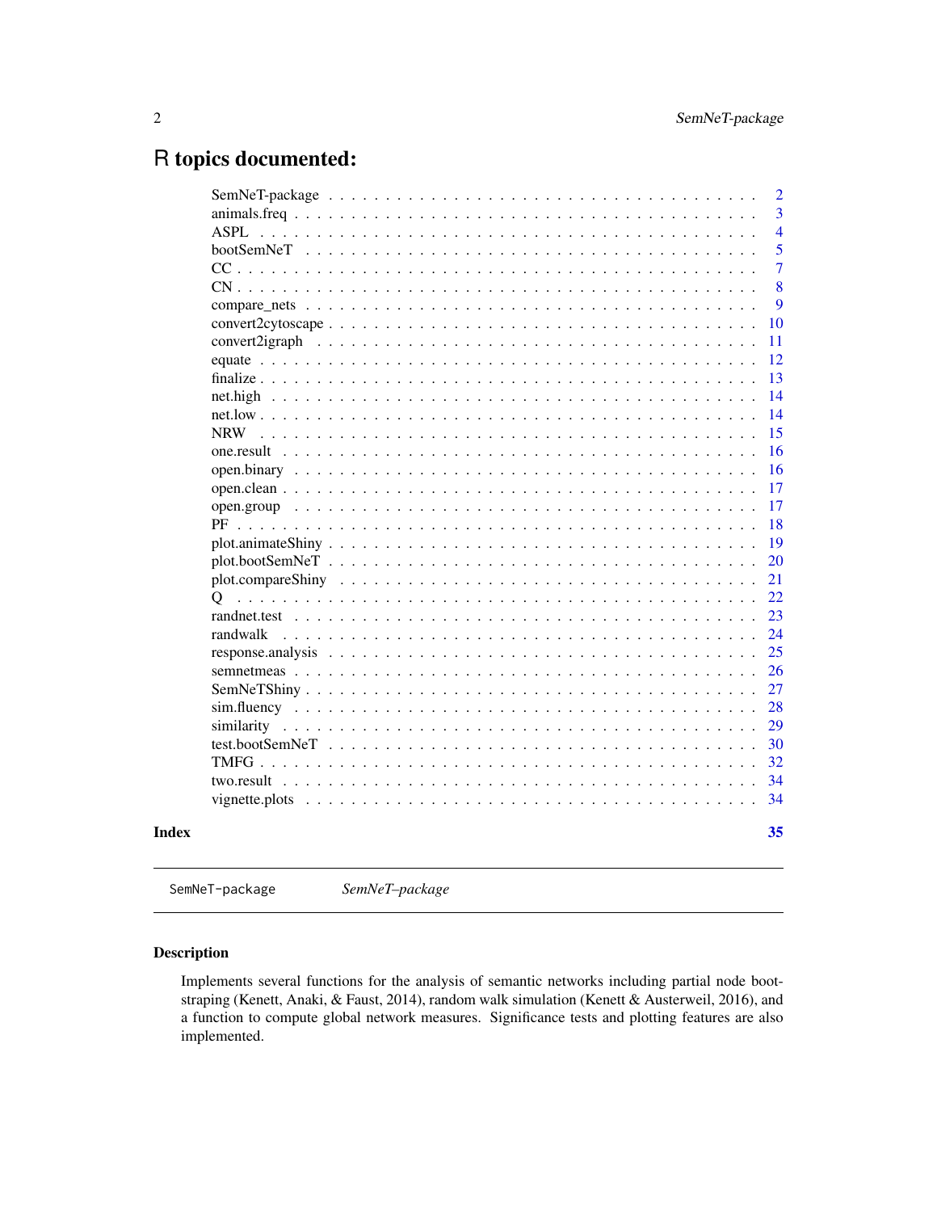# R topics documented:

| | |
|---|---|
| SemNeT-package | 2 |
| animals.freq | 3 |
| ASPL | 4 |
| bootSemNeT | 5 |
| CC | 7 |
| CN | 8 |
| compare_nets | 9 |
| convert2cytoscape | 10 |
| convert2igraph | 11 |
| equate | 12 |
| finalize | 13 |
| net.high | 14 |
| net.low | 14 |
| NRW | 15 |
| one.result | 16 |
| open.binary | 16 |
| open.clean | 17 |
| open.group | 17 |
| PF | 18 |
| plot.animateShiny | 19 |
| plot.bootSemNeT | 20 |
| plot.compareShiny | 21 |
| Q | 22 |
| randnet.test | 23 |
| randwalk | 24 |
| response.analysis | 25 |
| semnetmeas | 26 |
| SemNeTShiny | 27 |
| sim.fluency | 28 |
| similarity | 29 |
| test.bootSemNeT | 30 |
| TMFG | 32 |
| two.result | 34 |
| vignette.plots | 34 |

**Index** 35

---

`SemNeT-package` *SemNeT–package*

---

## Description

Implements several functions for the analysis of semantic networks including partial node bootstraping (Kenett, Anaki, & Faust, 2014), random walk simulation (Kenett & Austerweil, 2016), and a function to compute global network measures. Significance tests and plotting features are also implemented.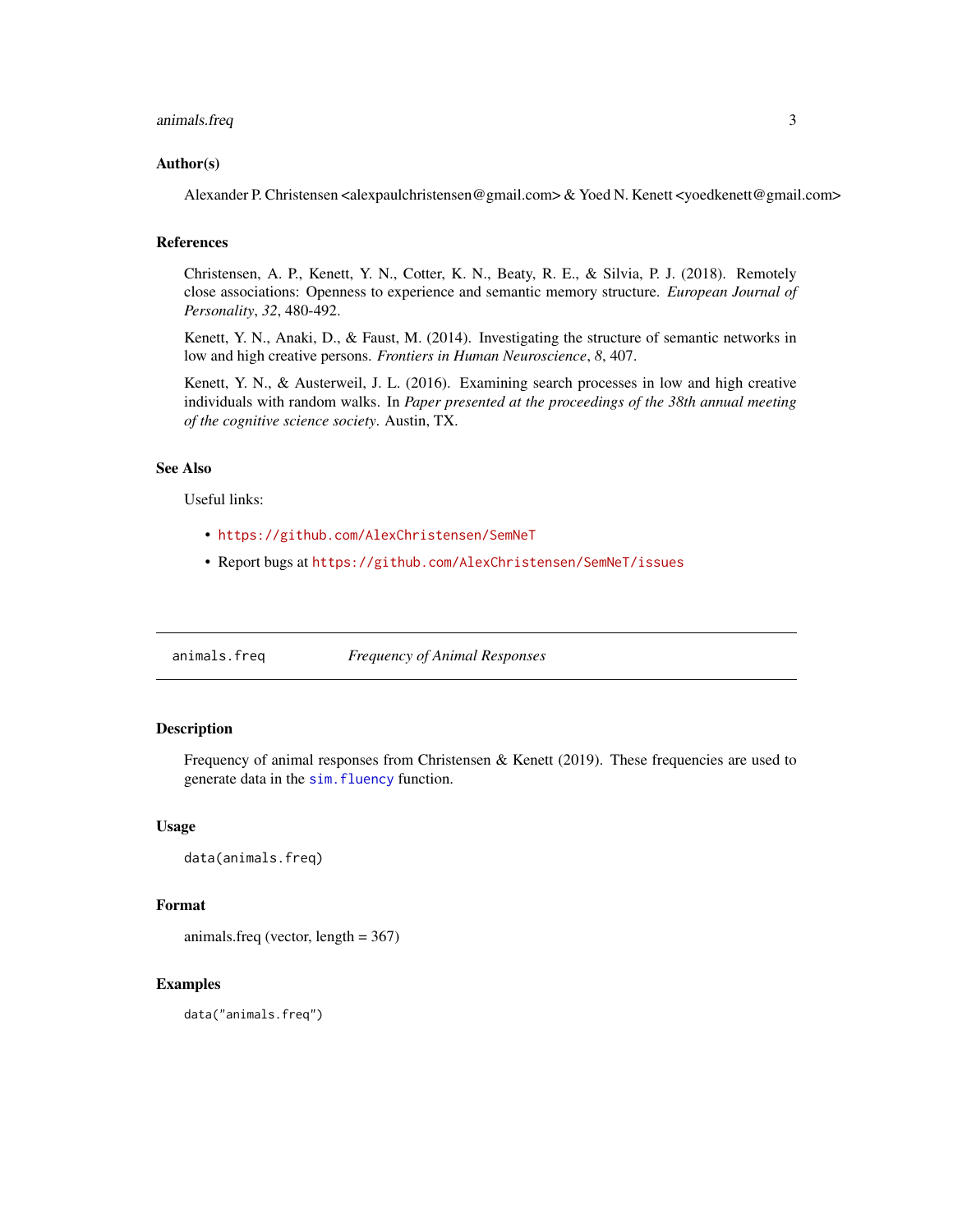### Author(s)

Alexander P. Christensen <alexpaulchristensen@gmail.com> & Yoed N. Kenett <yoedkenett@gmail.com>

### References

Christensen, A. P., Kenett, Y. N., Cotter, K. N., Beaty, R. E., & Silvia, P. J. (2018). Remotely close associations: Openness to experience and semantic memory structure. *European Journal of Personality*, *32*, 480-492.

Kenett, Y. N., Anaki, D., & Faust, M. (2014). Investigating the structure of semantic networks in low and high creative persons. *Frontiers in Human Neuroscience*, *8*, 407.

Kenett, Y. N., & Austerweil, J. L. (2016). Examining search processes in low and high creative individuals with random walks. In *Paper presented at the proceedings of the 38th annual meeting of the cognitive science society*. Austin, TX.

### See Also

Useful links:

- https://github.com/AlexChristensen/SemNeT
- Report bugs at https://github.com/AlexChristensen/SemNeT/issues

---

## animals.freq    *Frequency of Animal Responses*

---

### Description

Frequency of animal responses from Christensen & Kenett (2019). These frequencies are used to generate data in the sim.fluency function.

### Usage

```
data(animals.freq)
```

### Format

animals.freq (vector, length = 367)

### Examples

```
data("animals.freq")
```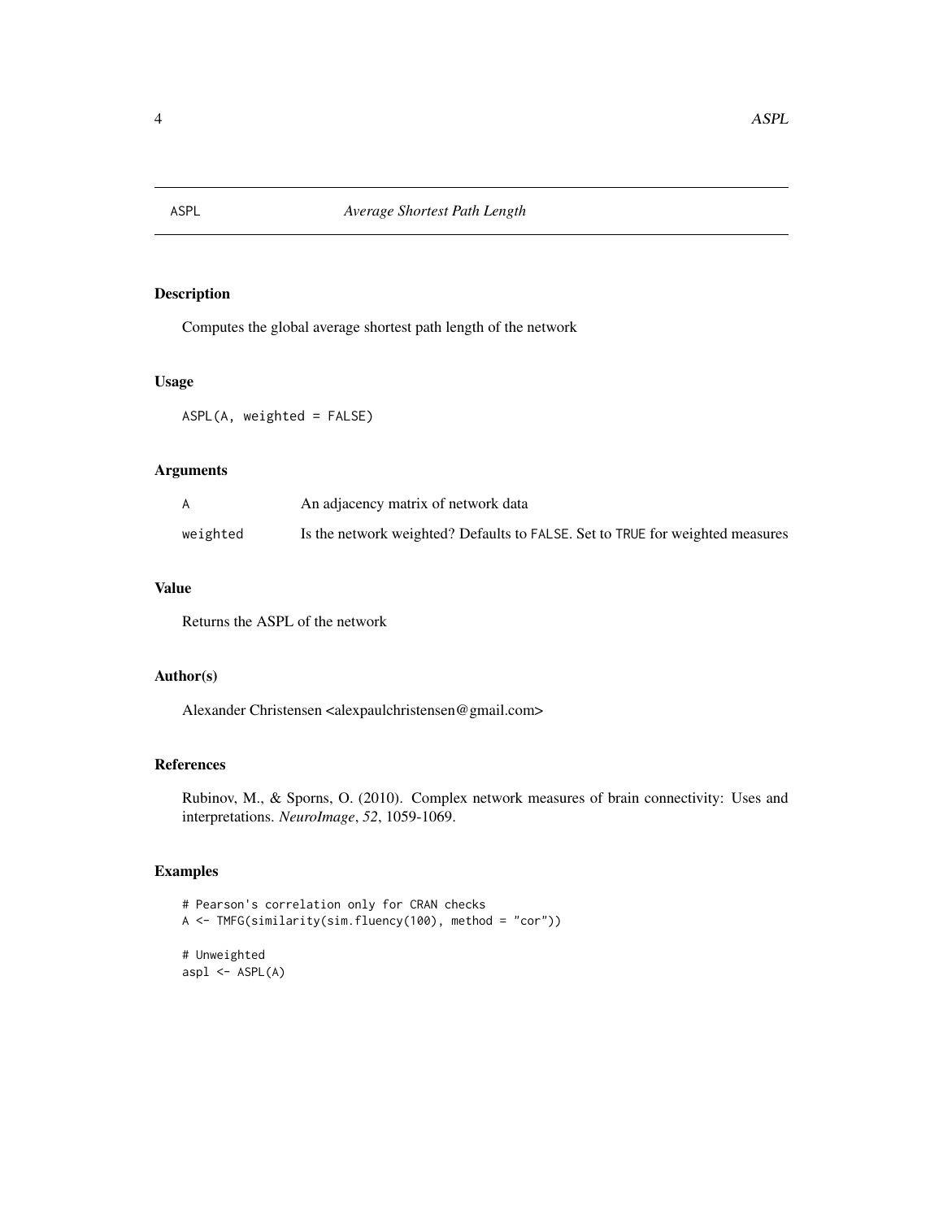# ASPL — *Average Shortest Path Length*

## Description

Computes the global average shortest path length of the network

## Usage

```
ASPL(A, weighted = FALSE)
```

## Arguments

| | |
|---|---|
| A | An adjacency matrix of network data |
| weighted | Is the network weighted? Defaults to FALSE. Set to TRUE for weighted measures |

## Value

Returns the ASPL of the network

## Author(s)

Alexander Christensen <alexpaulchristensen@gmail.com>

## References

Rubinov, M., & Sporns, O. (2010). Complex network measures of brain connectivity: Uses and interpretations. *NeuroImage*, *52*, 1059-1069.

## Examples

```
# Pearson's correlation only for CRAN checks
A <- TMFG(similarity(sim.fluency(100), method = "cor"))

# Unweighted
aspl <- ASPL(A)
```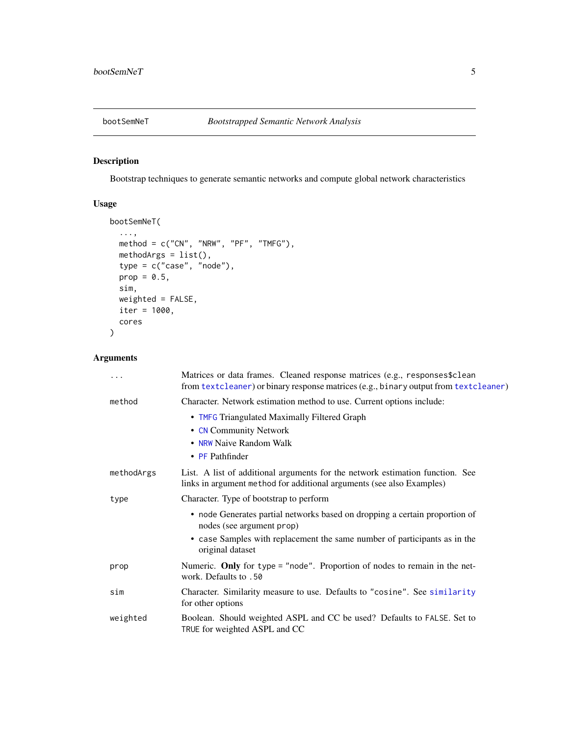## bootSemNeT *Bootstrapped Semantic Network Analysis*

### Description

Bootstrap techniques to generate semantic networks and compute global network characteristics

### Usage

```
bootSemNeT(
  ...,
  method = c("CN", "NRW", "PF", "TMFG"),
  methodArgs = list(),
  type = c("case", "node"),
  prop = 0.5,
  sim,
  weighted = FALSE,
  iter = 1000,
  cores
)
```

### Arguments

`...` Matrices or data frames. Cleaned response matrices (e.g., `responses$clean` from `textcleaner`) or binary response matrices (e.g., `binary` output from `textcleaner`)

`method` Character. Network estimation method to use. Current options include:

- `TMFG` Triangulated Maximally Filtered Graph
- `CN` Community Network
- `NRW` Naive Random Walk
- `PF` Pathfinder

`methodArgs` List. A list of additional arguments for the network estimation function. See links in argument `method` for additional arguments (see also Examples)

`type` Character. Type of bootstrap to perform

- `node` Generates partial networks based on dropping a certain proportion of nodes (see argument `prop`)
- `case` Samples with replacement the same number of participants as in the original dataset

`prop` Numeric. **Only** for `type = "node"`. Proportion of nodes to remain in the network. Defaults to `.50`

`sim` Character. Similarity measure to use. Defaults to `"cosine"`. See `similarity` for other options

`weighted` Boolean. Should weighted ASPL and CC be used? Defaults to `FALSE`. Set to `TRUE` for weighted ASPL and CC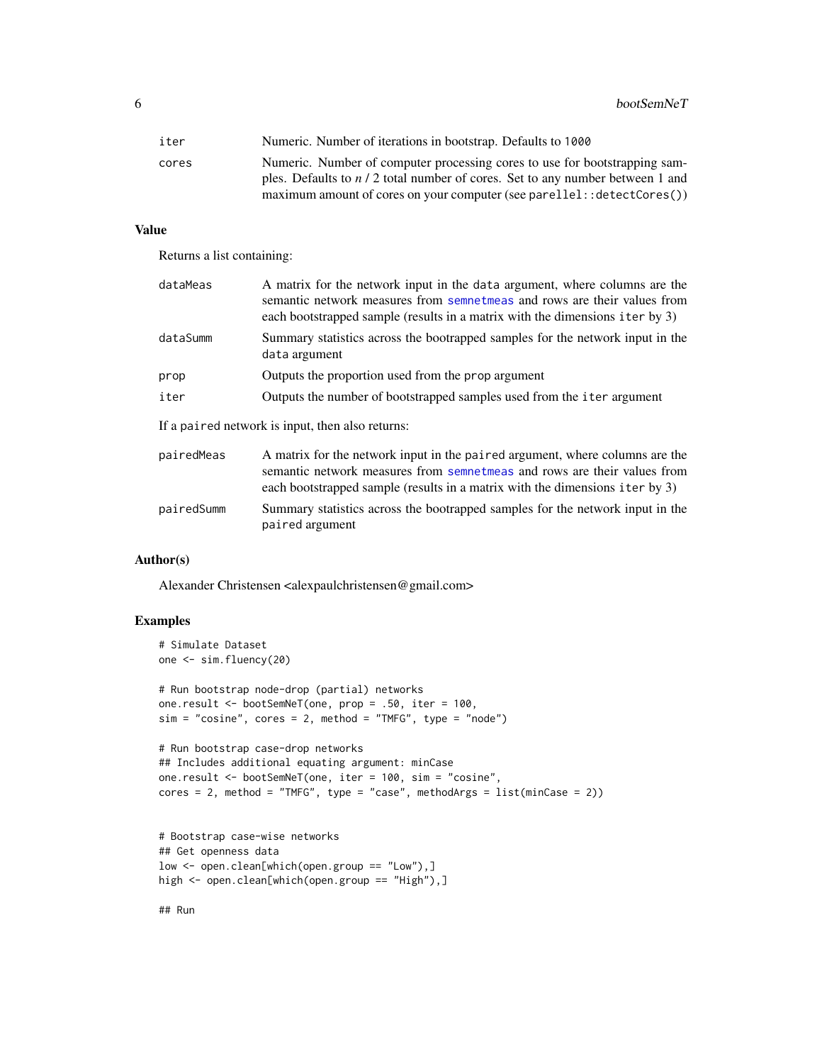| | |
|---|---|
| iter | Numeric. Number of iterations in bootstrap. Defaults to 1000 |
| cores | Numeric. Number of computer processing cores to use for bootstrapping samples. Defaults to *n* / 2 total number of cores. Set to any number between 1 and maximum amount of cores on your computer (see parellel::detectCores()) |

## Value

Returns a list containing:

| | |
|---|---|
| dataMeas | A matrix for the network input in the data argument, where columns are the semantic network measures from semnetmeas and rows are their values from each bootstrapped sample (results in a matrix with the dimensions iter by 3) |
| dataSumm | Summary statistics across the bootrapped samples for the network input in the data argument |
| prop | Outputs the proportion used from the prop argument |
| iter | Outputs the number of bootstrapped samples used from the iter argument |

If a paired network is input, then also returns:

| | |
|---|---|
| pairedMeas | A matrix for the network input in the paired argument, where columns are the semantic network measures from semnetmeas and rows are their values from each bootstrapped sample (results in a matrix with the dimensions iter by 3) |
| pairedSumm | Summary statistics across the bootrapped samples for the network input in the paired argument |

## Author(s)

Alexander Christensen <alexpaulchristensen@gmail.com>

## Examples

```
# Simulate Dataset
one <- sim.fluency(20)

# Run bootstrap node-drop (partial) networks
one.result <- bootSemNeT(one, prop = .50, iter = 100,
sim = "cosine", cores = 2, method = "TMFG", type = "node")

# Run bootstrap case-drop networks
## Includes additional equating argument: minCase
one.result <- bootSemNeT(one, iter = 100, sim = "cosine",
cores = 2, method = "TMFG", type = "case", methodArgs = list(minCase = 2))


# Bootstrap case-wise networks
## Get openness data
low <- open.clean[which(open.group == "Low"),]
high <- open.clean[which(open.group == "High"),]

## Run
```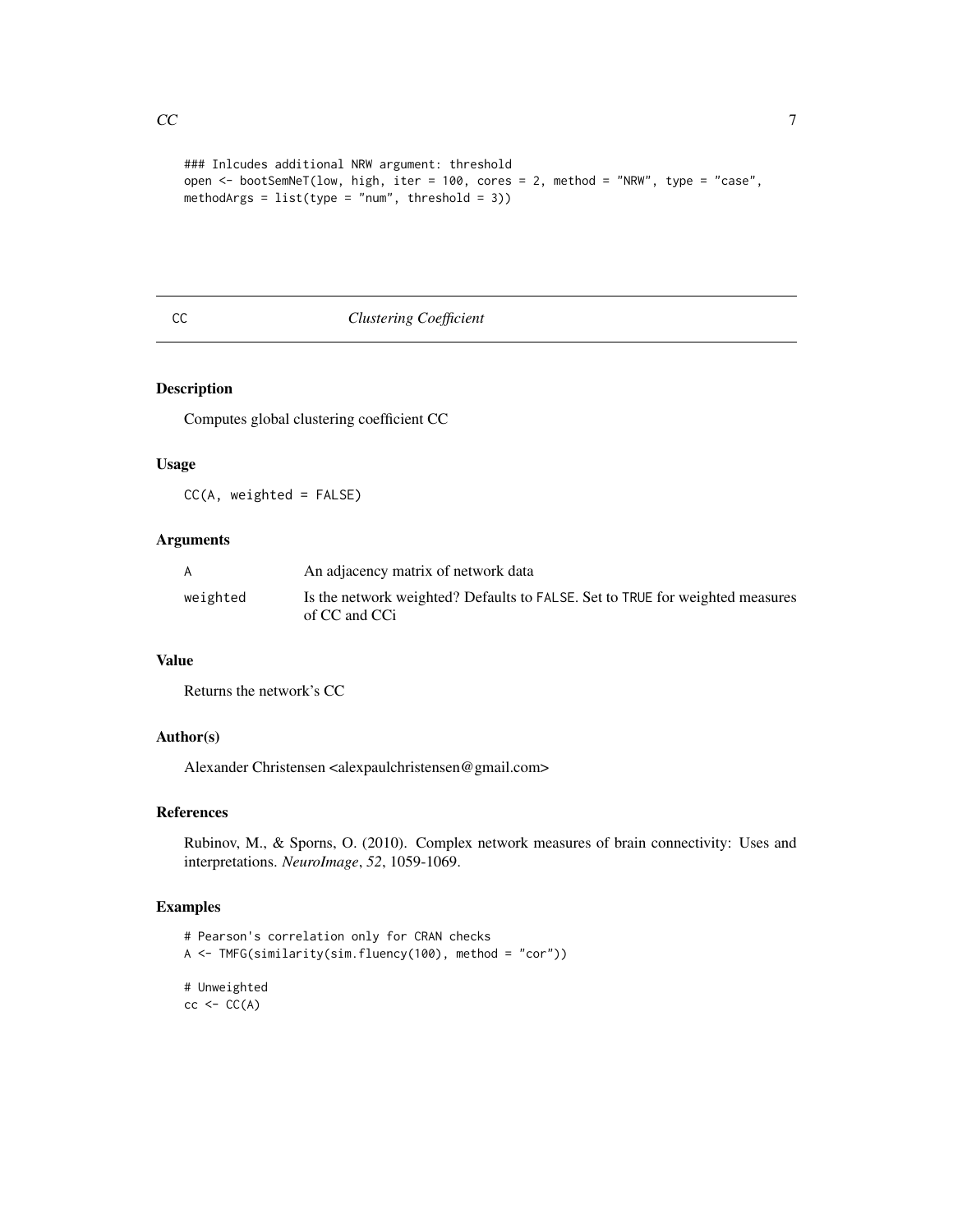```
### Inlcudes additional NRW argument: threshold
open <- bootSemNeT(low, high, iter = 100, cores = 2, method = "NRW", type = "case",
methodArgs = list(type = "num", threshold = 3))
```

---

## CC *Clustering Coefficient*

---

### Description

Computes global clustering coefficient CC

### Usage

```
CC(A, weighted = FALSE)
```

### Arguments

| | |
|---|---|
| A | An adjacency matrix of network data |
| weighted | Is the network weighted? Defaults to FALSE. Set to TRUE for weighted measures of CC and CCi |

### Value

Returns the network's CC

### Author(s)

Alexander Christensen <alexpaulchristensen@gmail.com>

### References

Rubinov, M., & Sporns, O. (2010). Complex network measures of brain connectivity: Uses and interpretations. *NeuroImage*, *52*, 1059-1069.

### Examples

```
# Pearson's correlation only for CRAN checks
A <- TMFG(similarity(sim.fluency(100), method = "cor"))

# Unweighted
cc <- CC(A)
```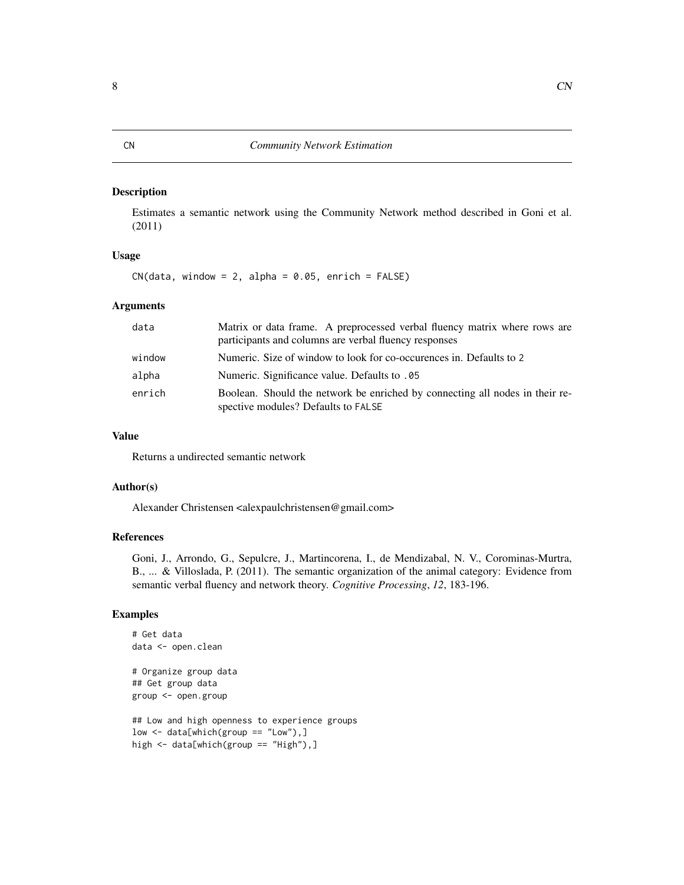# CN — *Community Network Estimation*

## Description

Estimates a semantic network using the Community Network method described in Goni et al. (2011)

## Usage

```
CN(data, window = 2, alpha = 0.05, enrich = FALSE)
```

## Arguments

| Argument | Description |
|---|---|
| data | Matrix or data frame. A preprocessed verbal fluency matrix where rows are participants and columns are verbal fluency responses |
| window | Numeric. Size of window to look for co-occurences in. Defaults to 2 |
| alpha | Numeric. Significance value. Defaults to .05 |
| enrich | Boolean. Should the network be enriched by connecting all nodes in their respective modules? Defaults to FALSE |

## Value

Returns a undirected semantic network

## Author(s)

Alexander Christensen <alexpaulchristensen@gmail.com>

## References

Goni, J., Arrondo, G., Sepulcre, J., Martincorena, I., de Mendizabal, N. V., Corominas-Murtra, B., ... & Villoslada, P. (2011). The semantic organization of the animal category: Evidence from semantic verbal fluency and network theory. *Cognitive Processing*, *12*, 183-196.

## Examples

```
# Get data
data <- open.clean

# Organize group data
## Get group data
group <- open.group

## Low and high openness to experience groups
low <- data[which(group == "Low"),]
high <- data[which(group == "High"),]
```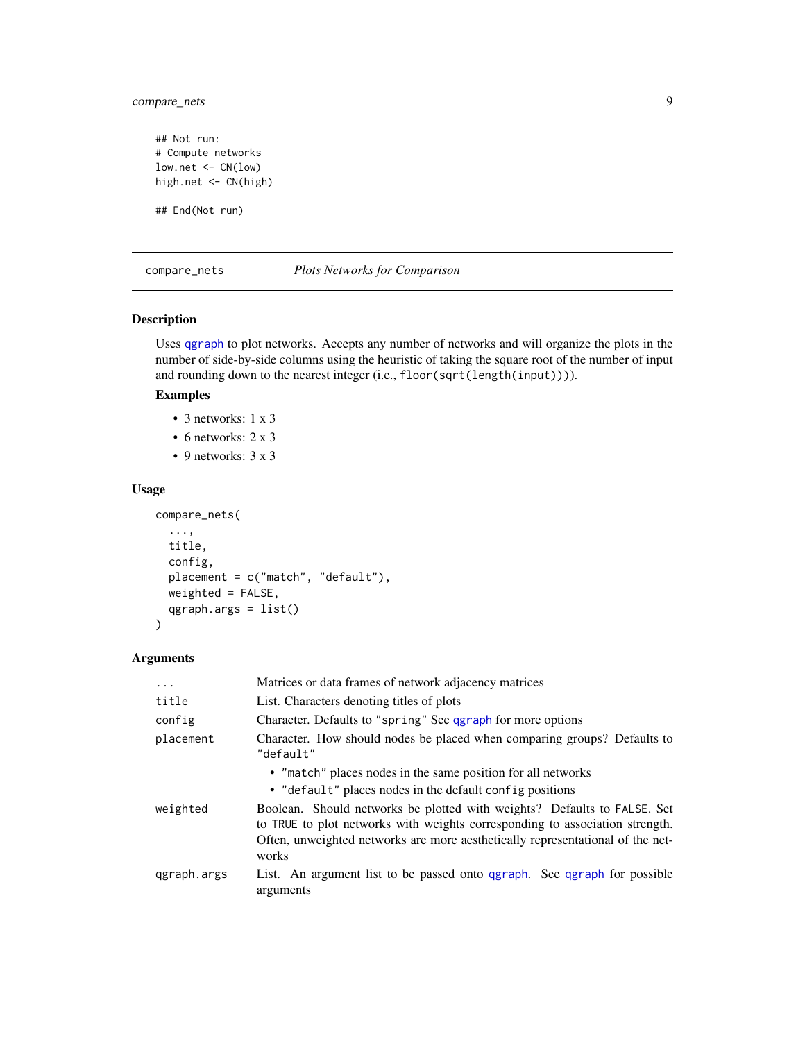```
## Not run:
# Compute networks
low.net <- CN(low)
high.net <- CN(high)

## End(Not run)
```

---

## compare_nets — *Plots Networks for Comparison*

---

### Description

Uses `qgraph` to plot networks. Accepts any number of networks and will organize the plots in the number of side-by-side columns using the heuristic of taking the square root of the number of input and rounding down to the nearest integer (i.e., `floor(sqrt(length(input)))`).

#### Examples

- 3 networks: 1 x 3
- 6 networks: 2 x 3
- 9 networks: 3 x 3

### Usage

```
compare_nets(
  ...,
  title,
  config,
  placement = c("match", "default"),
  weighted = FALSE,
  qgraph.args = list()
)
```

### Arguments

| | |
|---|---|
| `...` | Matrices or data frames of network adjacency matrices |
| `title` | List. Characters denoting titles of plots |
| `config` | Character. Defaults to `"spring"` See `qgraph` for more options |
| `placement` | Character. How should nodes be placed when comparing groups? Defaults to `"default"`<br>• `"match"` places nodes in the same position for all networks<br>• `"default"` places nodes in the default `config` positions |
| `weighted` | Boolean. Should networks be plotted with weights? Defaults to `FALSE`. Set to `TRUE` to plot networks with weights corresponding to association strength. Often, unweighted networks are more aesthetically representational of the networks |
| `qgraph.args` | List. An argument list to be passed onto `qgraph`. See `qgraph` for possible arguments |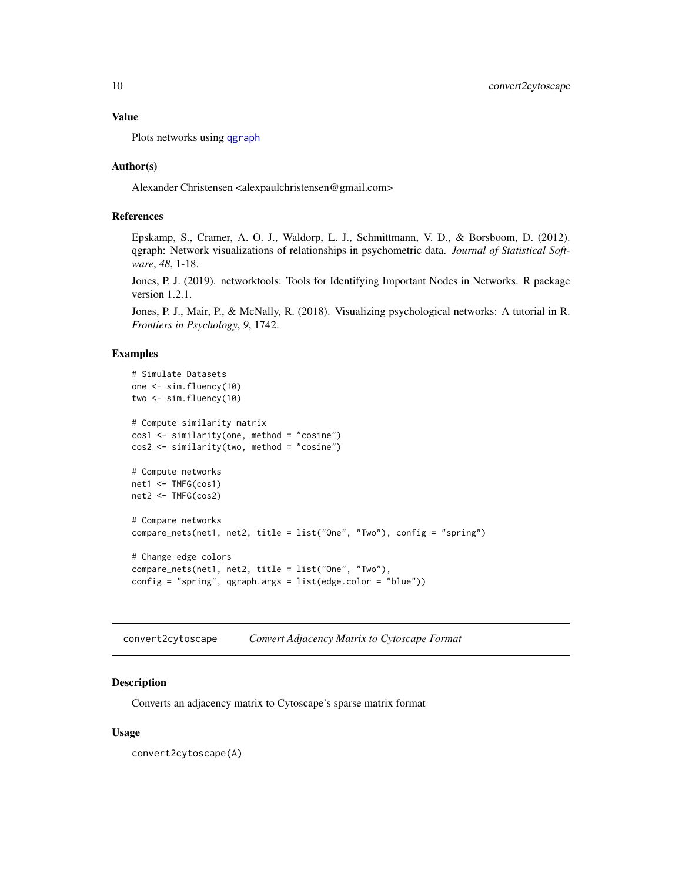## Value

Plots networks using qgraph

## Author(s)

Alexander Christensen <alexpaulchristensen@gmail.com>

## References

Epskamp, S., Cramer, A. O. J., Waldorp, L. J., Schmittmann, V. D., & Borsboom, D. (2012). qgraph: Network visualizations of relationships in psychometric data. *Journal of Statistical Software*, *48*, 1-18.

Jones, P. J. (2019). networktools: Tools for Identifying Important Nodes in Networks. R package version 1.2.1.

Jones, P. J., Mair, P., & McNally, R. (2018). Visualizing psychological networks: A tutorial in R. *Frontiers in Psychology*, *9*, 1742.

## Examples

```
# Simulate Datasets
one <- sim.fluency(10)
two <- sim.fluency(10)

# Compute similarity matrix
cos1 <- similarity(one, method = "cosine")
cos2 <- similarity(two, method = "cosine")

# Compute networks
net1 <- TMFG(cos1)
net2 <- TMFG(cos2)

# Compare networks
compare_nets(net1, net2, title = list("One", "Two"), config = "spring")

# Change edge colors
compare_nets(net1, net2, title = list("One", "Two"),
config = "spring", qgraph.args = list(edge.color = "blue"))
```

---

# convert2cytoscape — *Convert Adjacency Matrix to Cytoscape Format*

## Description

Converts an adjacency matrix to Cytoscape's sparse matrix format

## Usage

```
convert2cytoscape(A)
```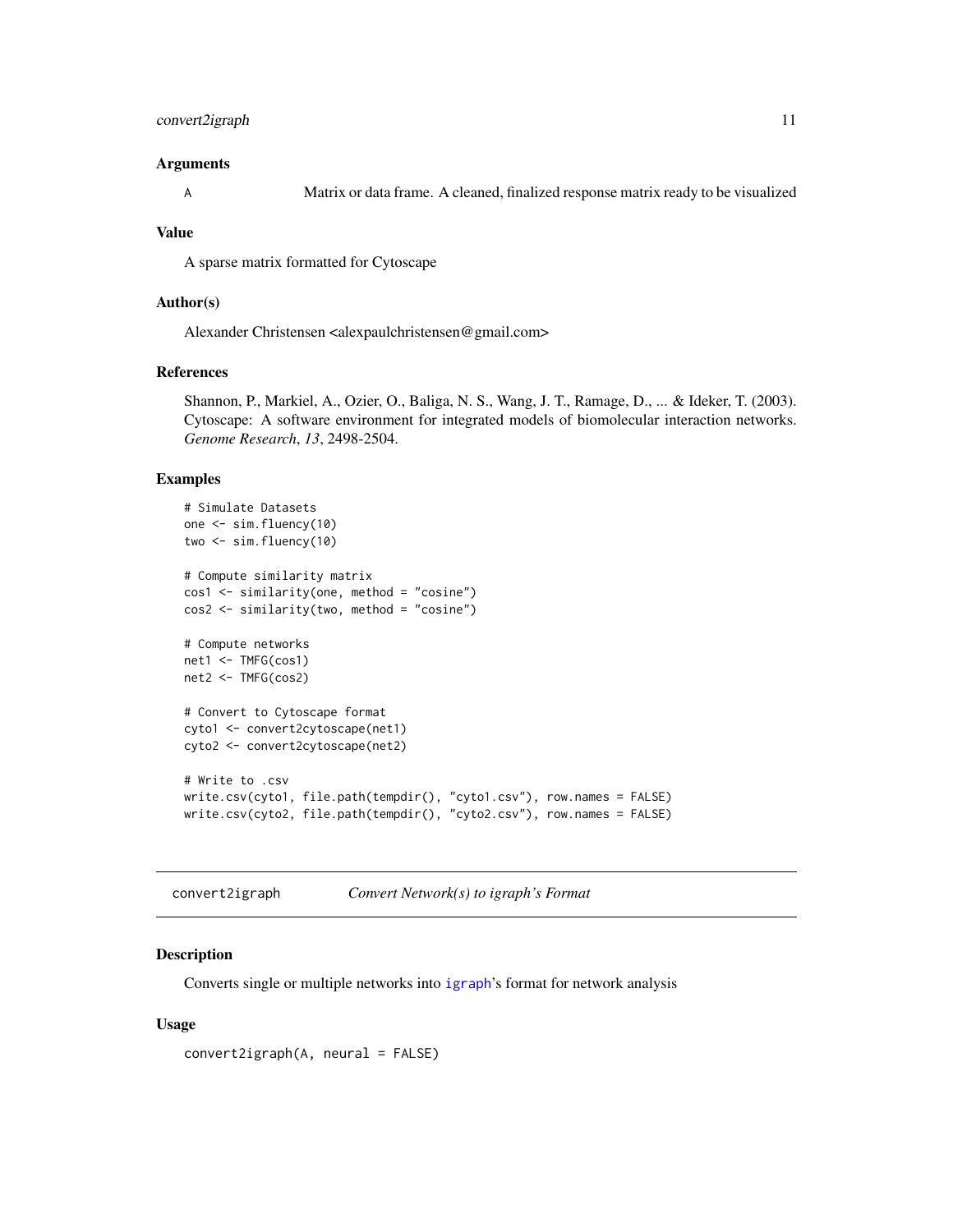### Arguments

A Matrix or data frame. A cleaned, finalized response matrix ready to be visualized

### Value

A sparse matrix formatted for Cytoscape

### Author(s)

Alexander Christensen <alexpaulchristensen@gmail.com>

### References

Shannon, P., Markiel, A., Ozier, O., Baliga, N. S., Wang, J. T., Ramage, D., ... & Ideker, T. (2003). Cytoscape: A software environment for integrated models of biomolecular interaction networks. *Genome Research*, *13*, 2498-2504.

### Examples

```
# Simulate Datasets
one <- sim.fluency(10)
two <- sim.fluency(10)

# Compute similarity matrix
cos1 <- similarity(one, method = "cosine")
cos2 <- similarity(two, method = "cosine")

# Compute networks
net1 <- TMFG(cos1)
net2 <- TMFG(cos2)

# Convert to Cytoscape format
cyto1 <- convert2cytoscape(net1)
cyto2 <- convert2cytoscape(net2)

# Write to .csv
write.csv(cyto1, file.path(tempdir(), "cyto1.csv"), row.names = FALSE)
write.csv(cyto2, file.path(tempdir(), "cyto2.csv"), row.names = FALSE)
```

---

## convert2igraph *Convert Network(s) to igraph's Format*

### Description

Converts single or multiple networks into igraph's format for network analysis

### Usage

```
convert2igraph(A, neural = FALSE)
```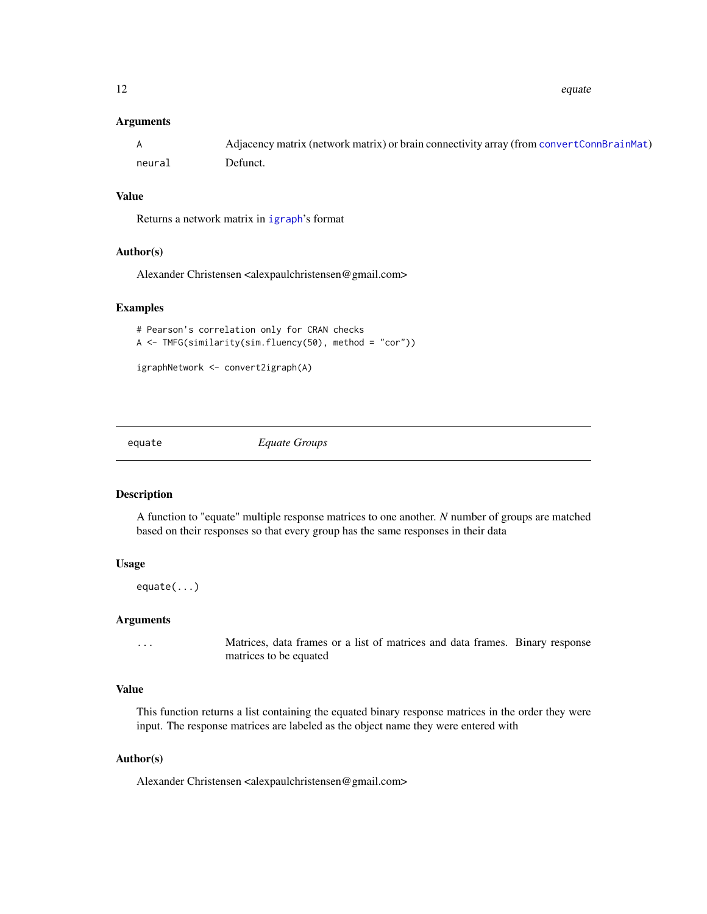### Arguments

| | |
|---|---|
| `A` | Adjacency matrix (network matrix) or brain connectivity array (from `convertConnBrainMat`) |
| `neural` | Defunct. |

### Value

Returns a network matrix in `igraph`'s format

### Author(s)

Alexander Christensen <alexpaulchristensen@gmail.com>

### Examples

```
# Pearson's correlation only for CRAN checks
A <- TMFG(similarity(sim.fluency(50), method = "cor"))

igraphNetwork <- convert2igraph(A)
```

---

## `equate` *Equate Groups*

---

### Description

A function to "equate" multiple response matrices to one another. *N* number of groups are matched based on their responses so that every group has the same responses in their data

### Usage

```
equate(...)
```

### Arguments

| | |
|---|---|
| `...` | Matrices, data frames or a list of matrices and data frames. Binary response matrices to be equated |

### Value

This function returns a list containing the equated binary response matrices in the order they were input. The response matrices are labeled as the object name they were entered with

### Author(s)

Alexander Christensen <alexpaulchristensen@gmail.com>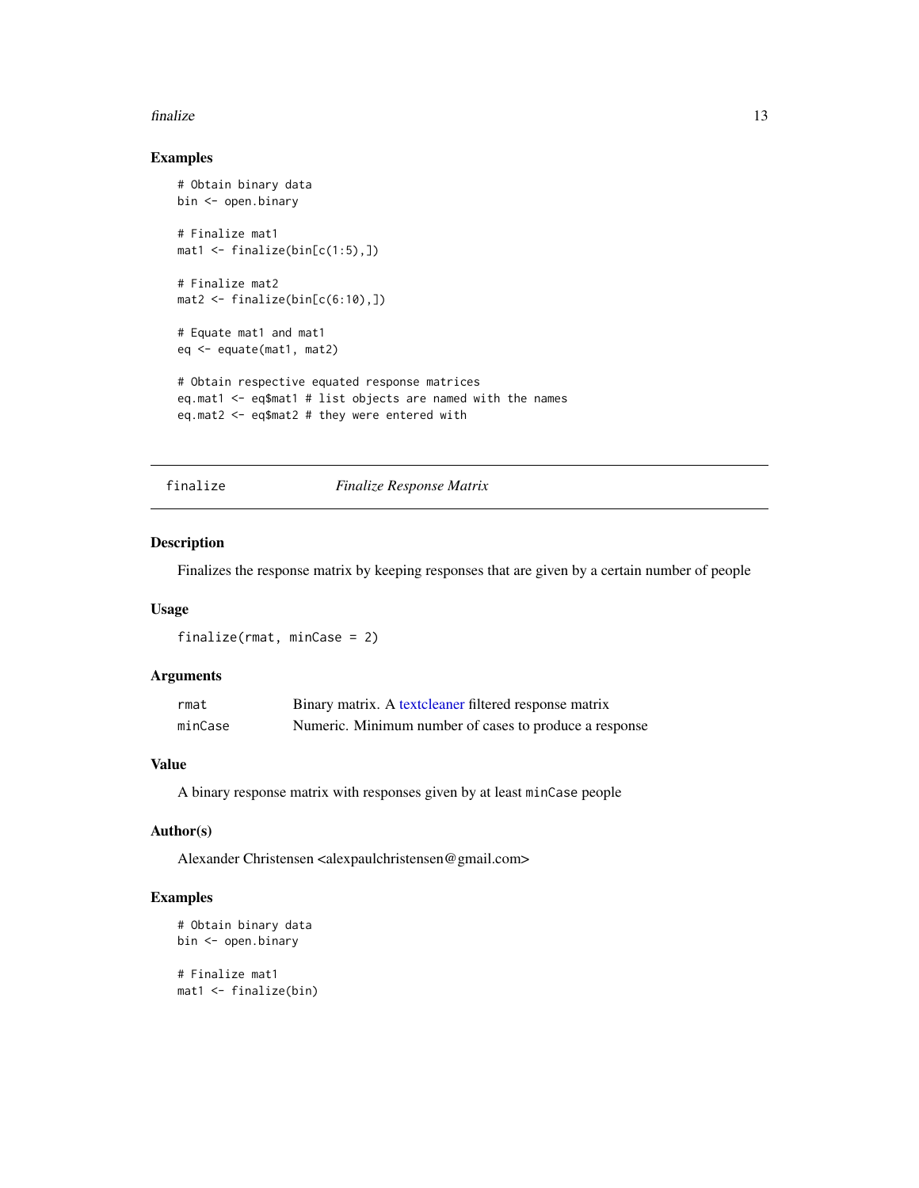### Examples

```
# Obtain binary data
bin <- open.binary

# Finalize mat1
mat1 <- finalize(bin[c(1:5),])

# Finalize mat2
mat2 <- finalize(bin[c(6:10),])

# Equate mat1 and mat1
eq <- equate(mat1, mat2)

# Obtain respective equated response matrices
eq.mat1 <- eq$mat1 # list objects are named with the names
eq.mat2 <- eq$mat2 # they were entered with
```

---

## finalize *Finalize Response Matrix*

---

### Description

Finalizes the response matrix by keeping responses that are given by a certain number of people

### Usage

```
finalize(rmat, minCase = 2)
```

### Arguments

| | |
|---|---|
| `rmat` | Binary matrix. A textcleaner filtered response matrix |
| `minCase` | Numeric. Minimum number of cases to produce a response |

### Value

A binary response matrix with responses given by at least `minCase` people

### Author(s)

Alexander Christensen <alexpaulchristensen@gmail.com>

### Examples

```
# Obtain binary data
bin <- open.binary

# Finalize mat1
mat1 <- finalize(bin)
```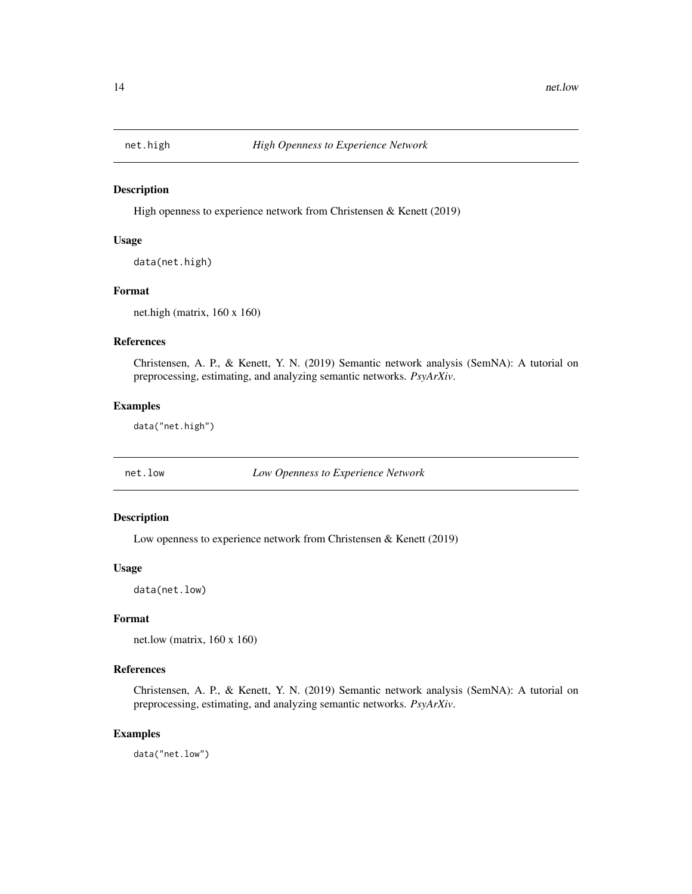## net.high *High Openness to Experience Network*

### Description

High openness to experience network from Christensen & Kenett (2019)

### Usage

```
data(net.high)
```

### Format

net.high (matrix, 160 x 160)

### References

Christensen, A. P., & Kenett, Y. N. (2019) Semantic network analysis (SemNA): A tutorial on preprocessing, estimating, and analyzing semantic networks. *PsyArXiv*.

### Examples

```
data("net.high")
```

## net.low *Low Openness to Experience Network*

### Description

Low openness to experience network from Christensen & Kenett (2019)

### Usage

```
data(net.low)
```

### Format

net.low (matrix, 160 x 160)

### References

Christensen, A. P., & Kenett, Y. N. (2019) Semantic network analysis (SemNA): A tutorial on preprocessing, estimating, and analyzing semantic networks. *PsyArXiv*.

### Examples

```
data("net.low")
```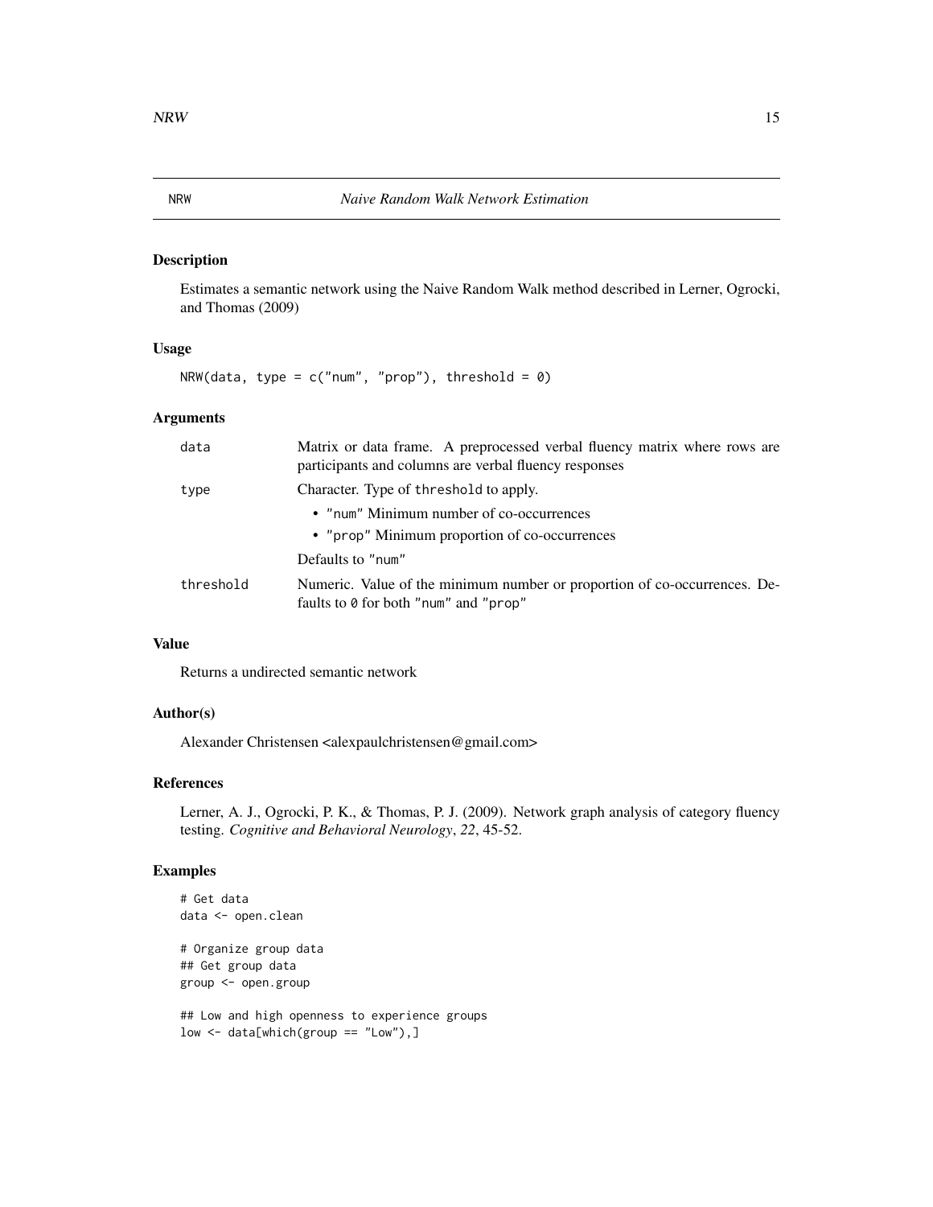NRW *Naive Random Walk Network Estimation*

## Description

Estimates a semantic network using the Naive Random Walk method described in Lerner, Ogrocki, and Thomas (2009)

## Usage

```
NRW(data, type = c("num", "prop"), threshold = 0)
```

## Arguments

| | |
|---|---|
| data | Matrix or data frame. A preprocessed verbal fluency matrix where rows are participants and columns are verbal fluency responses |
| type | Character. Type of threshold to apply.<br>• "num" Minimum number of co-occurrences<br>• "prop" Minimum proportion of co-occurrences<br>Defaults to "num" |
| threshold | Numeric. Value of the minimum number or proportion of co-occurrences. Defaults to 0 for both "num" and "prop" |

## Value

Returns a undirected semantic network

## Author(s)

Alexander Christensen <alexpaulchristensen@gmail.com>

## References

Lerner, A. J., Ogrocki, P. K., & Thomas, P. J. (2009). Network graph analysis of category fluency testing. *Cognitive and Behavioral Neurology*, *22*, 45-52.

## Examples

```
# Get data
data <- open.clean

# Organize group data
## Get group data
group <- open.group

## Low and high openness to experience groups
low <- data[which(group == "Low"),]
```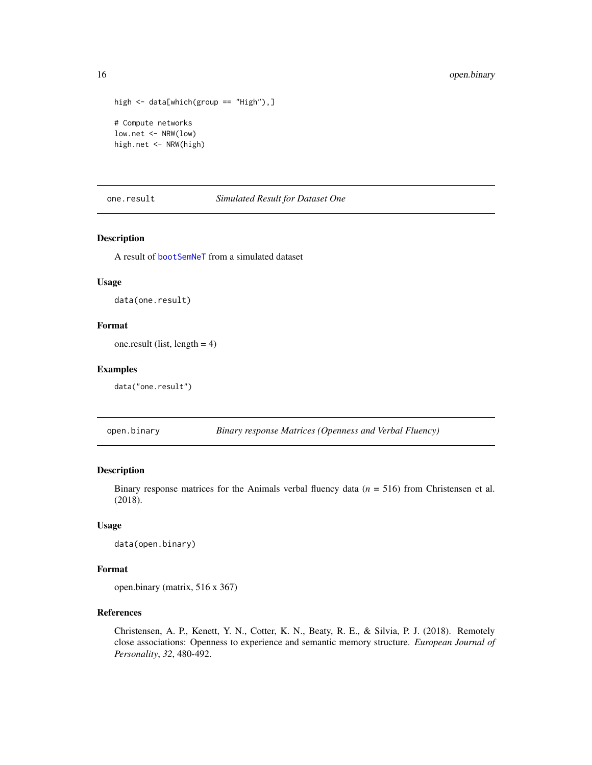```
high <- data[which(group == "High"),]

# Compute networks
low.net <- NRW(low)
high.net <- NRW(high)
```

## one.result — *Simulated Result for Dataset One*

### Description

A result of bootSemNeT from a simulated dataset

### Usage

```
data(one.result)
```

### Format

one.result (list, length = 4)

### Examples

```
data("one.result")
```

## open.binary — *Binary response Matrices (Openness and Verbal Fluency)*

### Description

Binary response matrices for the Animals verbal fluency data ($n$ = 516) from Christensen et al. (2018).

### Usage

```
data(open.binary)
```

### Format

open.binary (matrix, 516 x 367)

### References

Christensen, A. P., Kenett, Y. N., Cotter, K. N., Beaty, R. E., & Silvia, P. J. (2018). Remotely close associations: Openness to experience and semantic memory structure. *European Journal of Personality*, *32*, 480-492.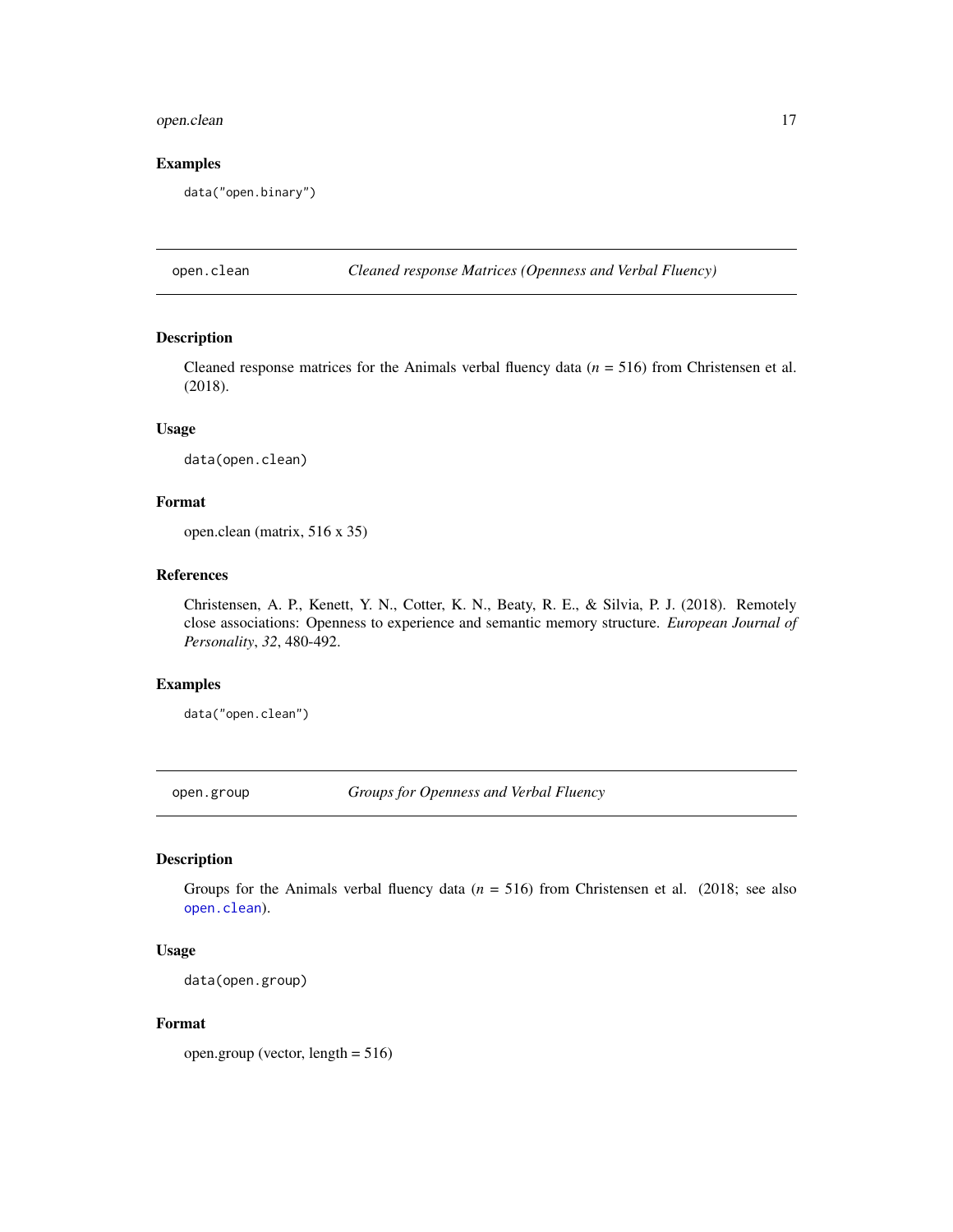## Examples

```
data("open.binary")
```

---

## open.clean — *Cleaned response Matrices (Openness and Verbal Fluency)*

### Description

Cleaned response matrices for the Animals verbal fluency data ($n$ = 516) from Christensen et al. (2018).

### Usage

```
data(open.clean)
```

### Format

open.clean (matrix, 516 x 35)

### References

Christensen, A. P., Kenett, Y. N., Cotter, K. N., Beaty, R. E., & Silvia, P. J. (2018). Remotely close associations: Openness to experience and semantic memory structure. *European Journal of Personality*, *32*, 480-492.

### Examples

```
data("open.clean")
```

---

## open.group — *Groups for Openness and Verbal Fluency*

### Description

Groups for the Animals verbal fluency data ($n$ = 516) from Christensen et al. (2018; see also `open.clean`).

### Usage

```
data(open.group)
```

### Format

open.group (vector, length = 516)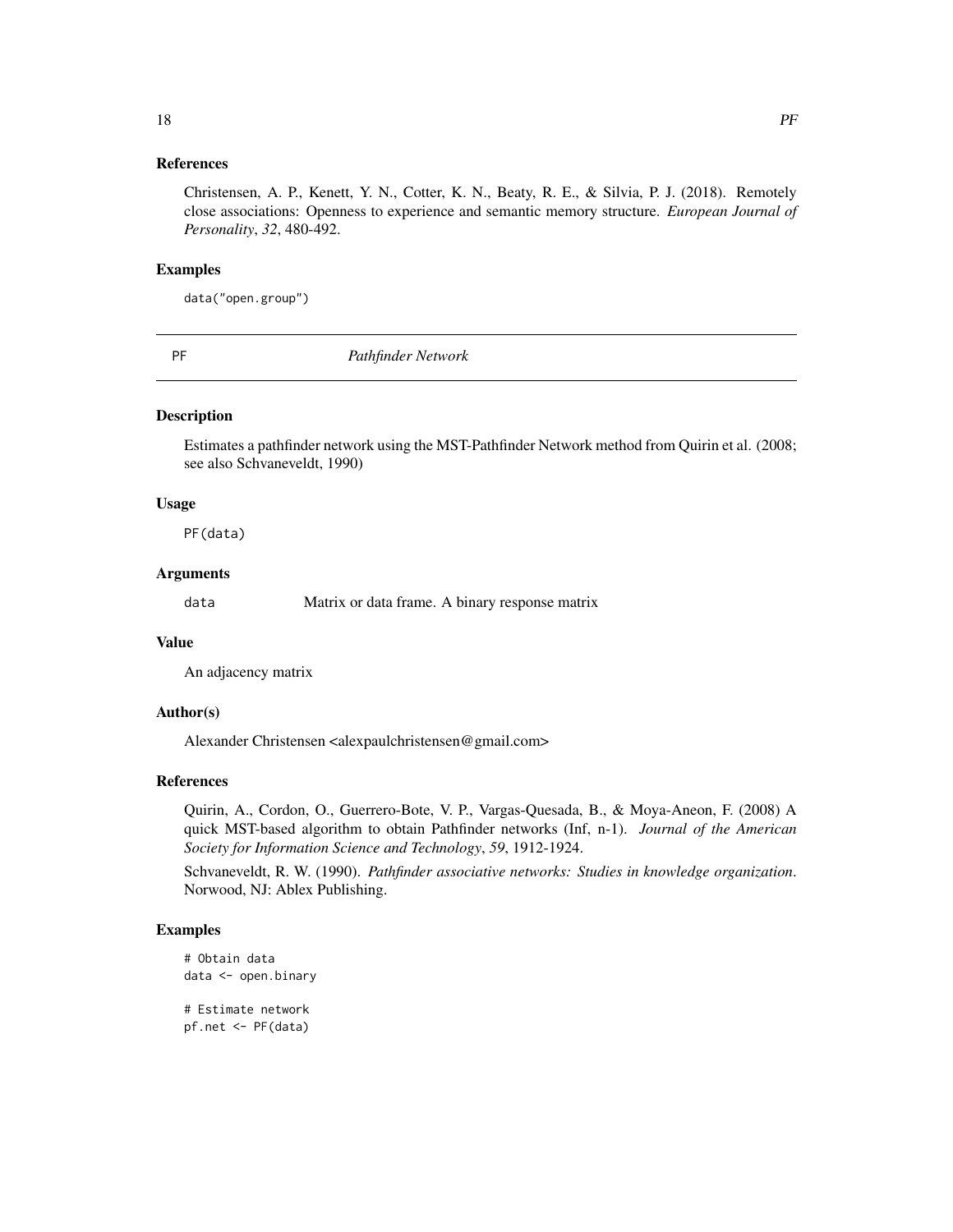## References

Christensen, A. P., Kenett, Y. N., Cotter, K. N., Beaty, R. E., & Silvia, P. J. (2018). Remotely close associations: Openness to experience and semantic memory structure. *European Journal of Personality*, *32*, 480-492.

## Examples

```
data("open.group")
```

---

# PF — *Pathfinder Network*

---

## Description

Estimates a pathfinder network using the MST-Pathfinder Network method from Quirin et al. (2008; see also Schvaneveldt, 1990)

## Usage

```
PF(data)
```

## Arguments

| | |
|---|---|
| `data` | Matrix or data frame. A binary response matrix |

## Value

An adjacency matrix

## Author(s)

Alexander Christensen <alexpaulchristensen@gmail.com>

## References

Quirin, A., Cordon, O., Guerrero-Bote, V. P., Vargas-Quesada, B., & Moya-Aneon, F. (2008) A quick MST-based algorithm to obtain Pathfinder networks (Inf, n-1). *Journal of the American Society for Information Science and Technology*, *59*, 1912-1924.

Schvaneveldt, R. W. (1990). *Pathfinder associative networks: Studies in knowledge organization*. Norwood, NJ: Ablex Publishing.

## Examples

```
# Obtain data
data <- open.binary

# Estimate network
pf.net <- PF(data)
```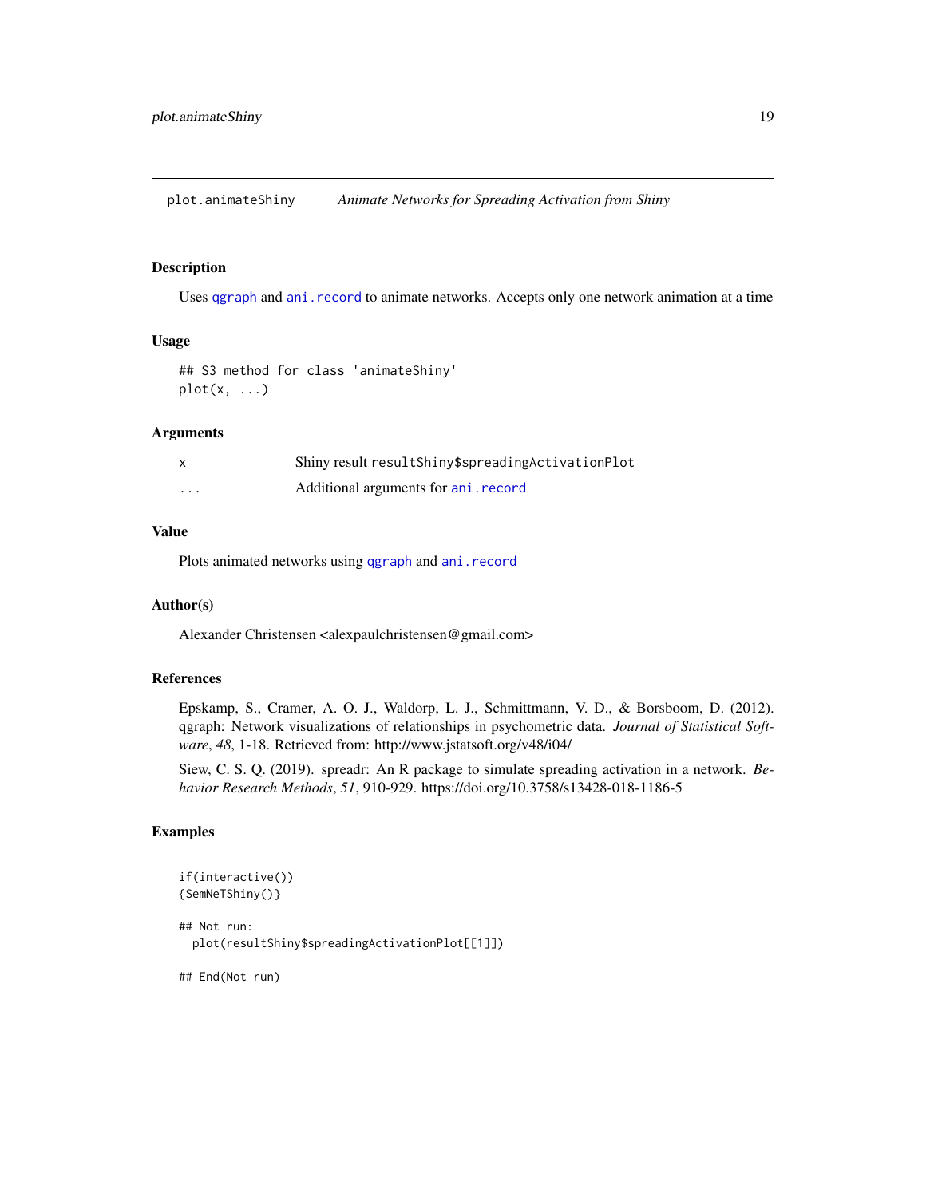## plot.animateShiny — *Animate Networks for Spreading Activation from Shiny*

### Description

Uses `qgraph` and `ani.record` to animate networks. Accepts only one network animation at a time

### Usage

```
## S3 method for class 'animateShiny'
plot(x, ...)
```

### Arguments

| | |
|---|---|
| x | Shiny result `resultShiny$spreadingActivationPlot` |
| ... | Additional arguments for `ani.record` |

### Value

Plots animated networks using `qgraph` and `ani.record`

### Author(s)

Alexander Christensen <alexpaulchristensen@gmail.com>

### References

Epskamp, S., Cramer, A. O. J., Waldorp, L. J., Schmittmann, V. D., & Borsboom, D. (2012). qgraph: Network visualizations of relationships in psychometric data. *Journal of Statistical Software*, *48*, 1-18. Retrieved from: http://www.jstatsoft.org/v48/i04/

Siew, C. S. Q. (2019). spreadr: An R package to simulate spreading activation in a network. *Behavior Research Methods*, *51*, 910-929. https://doi.org/10.3758/s13428-018-1186-5

### Examples

```
if(interactive())
{SemNeTShiny()}

## Not run:
  plot(resultShiny$spreadingActivationPlot[[1]])

## End(Not run)
```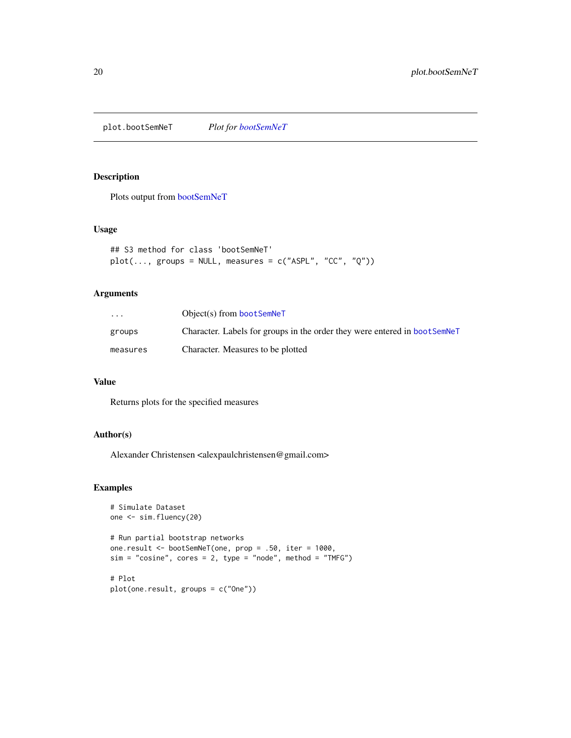plot.bootSemNeT    *Plot for bootSemNeT*

## Description

Plots output from bootSemNeT

## Usage

```
## S3 method for class 'bootSemNeT'
plot(..., groups = NULL, measures = c("ASPL", "CC", "Q"))
```

## Arguments

| | |
|---|---|
| `...` | Object(s) from `bootSemNeT` |
| `groups` | Character. Labels for groups in the order they were entered in `bootSemNeT` |
| `measures` | Character. Measures to be plotted |

## Value

Returns plots for the specified measures

## Author(s)

Alexander Christensen <alexpaulchristensen@gmail.com>

## Examples

```
# Simulate Dataset
one <- sim.fluency(20)

# Run partial bootstrap networks
one.result <- bootSemNeT(one, prop = .50, iter = 1000,
sim = "cosine", cores = 2, type = "node", method = "TMFG")

# Plot
plot(one.result, groups = c("One"))
```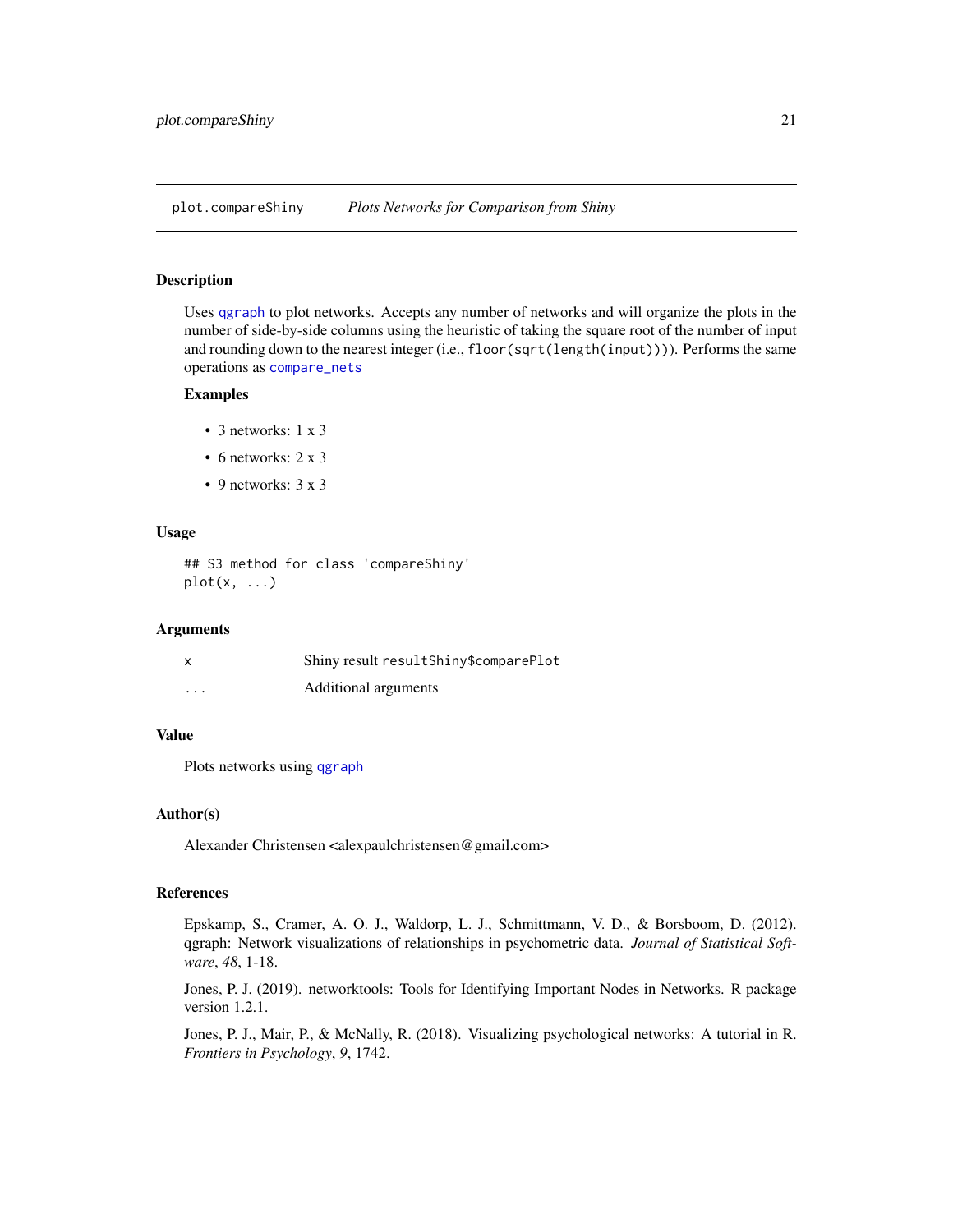## plot.compareShiny — *Plots Networks for Comparison from Shiny*

### Description

Uses `qgraph` to plot networks. Accepts any number of networks and will organize the plots in the number of side-by-side columns using the heuristic of taking the square root of the number of input and rounding down to the nearest integer (i.e., `floor(sqrt(length(input)))`). Performs the same operations as `compare_nets`

#### Examples

- 3 networks: 1 x 3
- 6 networks: 2 x 3
- 9 networks: 3 x 3

### Usage

```
## S3 method for class 'compareShiny'
plot(x, ...)
```

### Arguments

| | |
|---|---|
| `x` | Shiny result `resultShiny$comparePlot` |
| `...` | Additional arguments |

### Value

Plots networks using `qgraph`

### Author(s)

Alexander Christensen <alexpaulchristensen@gmail.com>

### References

Epskamp, S., Cramer, A. O. J., Waldorp, L. J., Schmittmann, V. D., & Borsboom, D. (2012). qgraph: Network visualizations of relationships in psychometric data. *Journal of Statistical Software*, *48*, 1-18.

Jones, P. J. (2019). networktools: Tools for Identifying Important Nodes in Networks. R package version 1.2.1.

Jones, P. J., Mair, P., & McNally, R. (2018). Visualizing psychological networks: A tutorial in R. *Frontiers in Psychology*, *9*, 1742.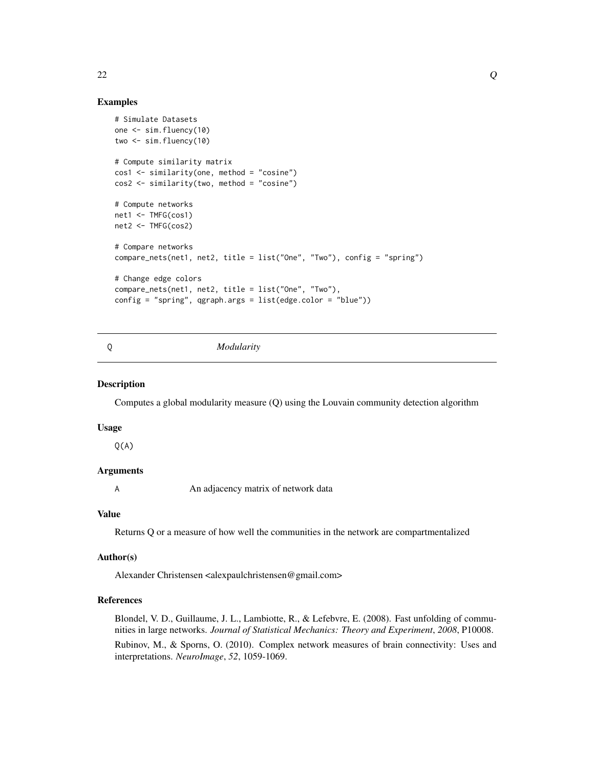### Examples

```
# Simulate Datasets
one <- sim.fluency(10)
two <- sim.fluency(10)

# Compute similarity matrix
cos1 <- similarity(one, method = "cosine")
cos2 <- similarity(two, method = "cosine")

# Compute networks
net1 <- TMFG(cos1)
net2 <- TMFG(cos2)

# Compare networks
compare_nets(net1, net2, title = list("One", "Two"), config = "spring")

# Change edge colors
compare_nets(net1, net2, title = list("One", "Two"),
config = "spring", qgraph.args = list(edge.color = "blue"))
```

---

## Q — *Modularity*

### Description

Computes a global modularity measure (Q) using the Louvain community detection algorithm

### Usage

```
Q(A)
```

### Arguments

A — An adjacency matrix of network data

### Value

Returns Q or a measure of how well the communities in the network are compartmentalized

### Author(s)

Alexander Christensen <alexpaulchristensen@gmail.com>

### References

Blondel, V. D., Guillaume, J. L., Lambiotte, R., & Lefebvre, E. (2008). Fast unfolding of communities in large networks. *Journal of Statistical Mechanics: Theory and Experiment*, *2008*, P10008.

Rubinov, M., & Sporns, O. (2010). Complex network measures of brain connectivity: Uses and interpretations. *NeuroImage*, *52*, 1059-1069.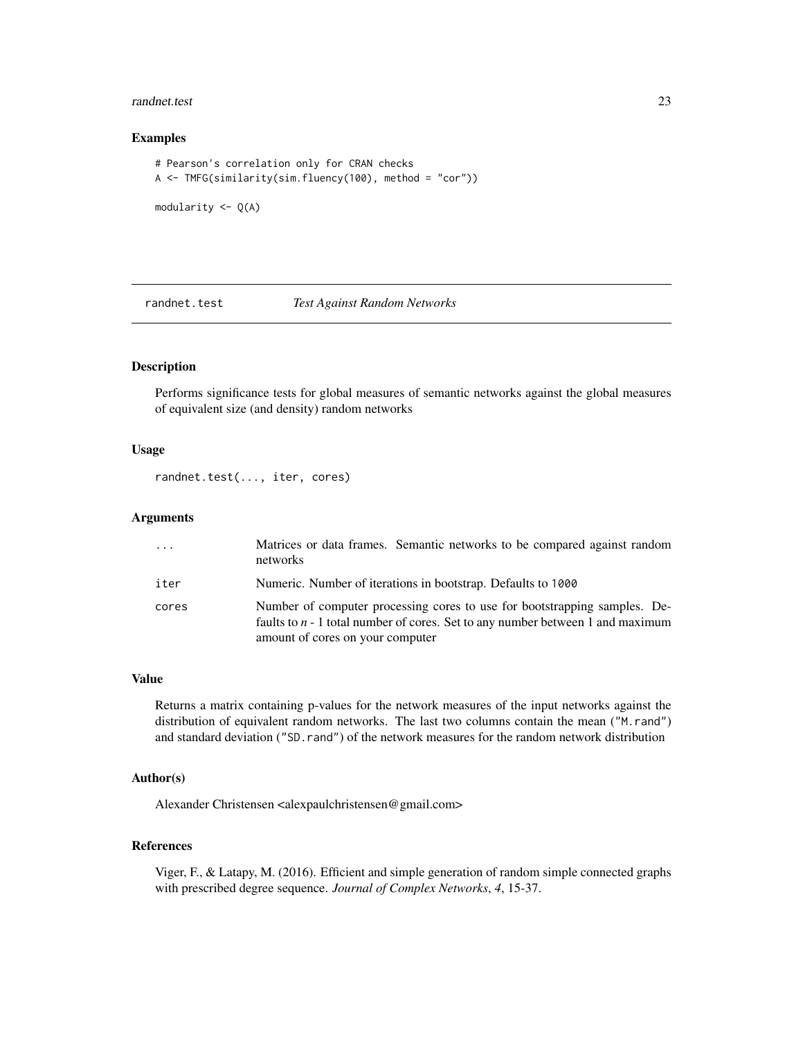## Examples

```
# Pearson's correlation only for CRAN checks
A <- TMFG(similarity(sim.fluency(100), method = "cor"))

modularity <- Q(A)
```

---

# randnet.test *Test Against Random Networks*

---

## Description

Performs significance tests for global measures of semantic networks against the global measures of equivalent size (and density) random networks

## Usage

```
randnet.test(..., iter, cores)
```

## Arguments

| | |
|---|---|
| `...` | Matrices or data frames. Semantic networks to be compared against random networks |
| `iter` | Numeric. Number of iterations in bootstrap. Defaults to `1000` |
| `cores` | Number of computer processing cores to use for bootstrapping samples. Defaults to *n* - 1 total number of cores. Set to any number between 1 and maximum amount of cores on your computer |

## Value

Returns a matrix containing p-values for the network measures of the input networks against the distribution of equivalent random networks. The last two columns contain the mean (`"M.rand"`) and standard deviation (`"SD.rand"`) of the network measures for the random network distribution

## Author(s)

Alexander Christensen <alexpaulchristensen@gmail.com>

## References

Viger, F., & Latapy, M. (2016). Efficient and simple generation of random simple connected graphs with prescribed degree sequence. *Journal of Complex Networks*, *4*, 15-37.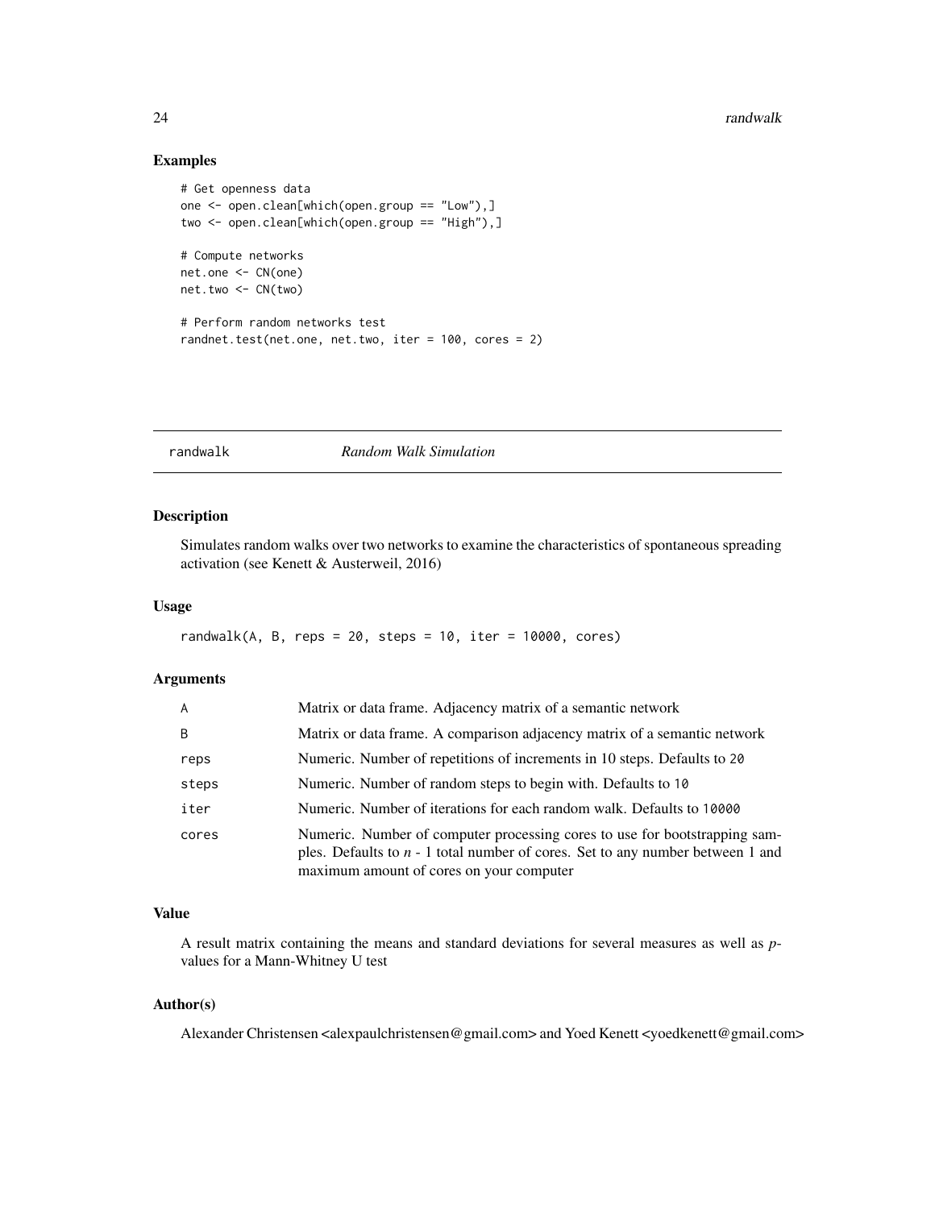## Examples

```
# Get openness data
one <- open.clean[which(open.group == "Low"),]
two <- open.clean[which(open.group == "High"),]

# Compute networks
net.one <- CN(one)
net.two <- CN(two)

# Perform random networks test
randnet.test(net.one, net.two, iter = 100, cores = 2)
```

---

# randwalk *Random Walk Simulation*

---

## Description

Simulates random walks over two networks to examine the characteristics of spontaneous spreading activation (see Kenett & Austerweil, 2016)

## Usage

```
randwalk(A, B, reps = 20, steps = 10, iter = 10000, cores)
```

## Arguments

| | |
|---|---|
| A | Matrix or data frame. Adjacency matrix of a semantic network |
| B | Matrix or data frame. A comparison adjacency matrix of a semantic network |
| reps | Numeric. Number of repetitions of increments in 10 steps. Defaults to 20 |
| steps | Numeric. Number of random steps to begin with. Defaults to 10 |
| iter | Numeric. Number of iterations for each random walk. Defaults to 10000 |
| cores | Numeric. Number of computer processing cores to use for bootstrapping samples. Defaults to *n* - 1 total number of cores. Set to any number between 1 and maximum amount of cores on your computer |

## Value

A result matrix containing the means and standard deviations for several measures as well as *p*-values for a Mann-Whitney U test

## Author(s)

Alexander Christensen <alexpaulchristensen@gmail.com> and Yoed Kenett <yoedkenett@gmail.com>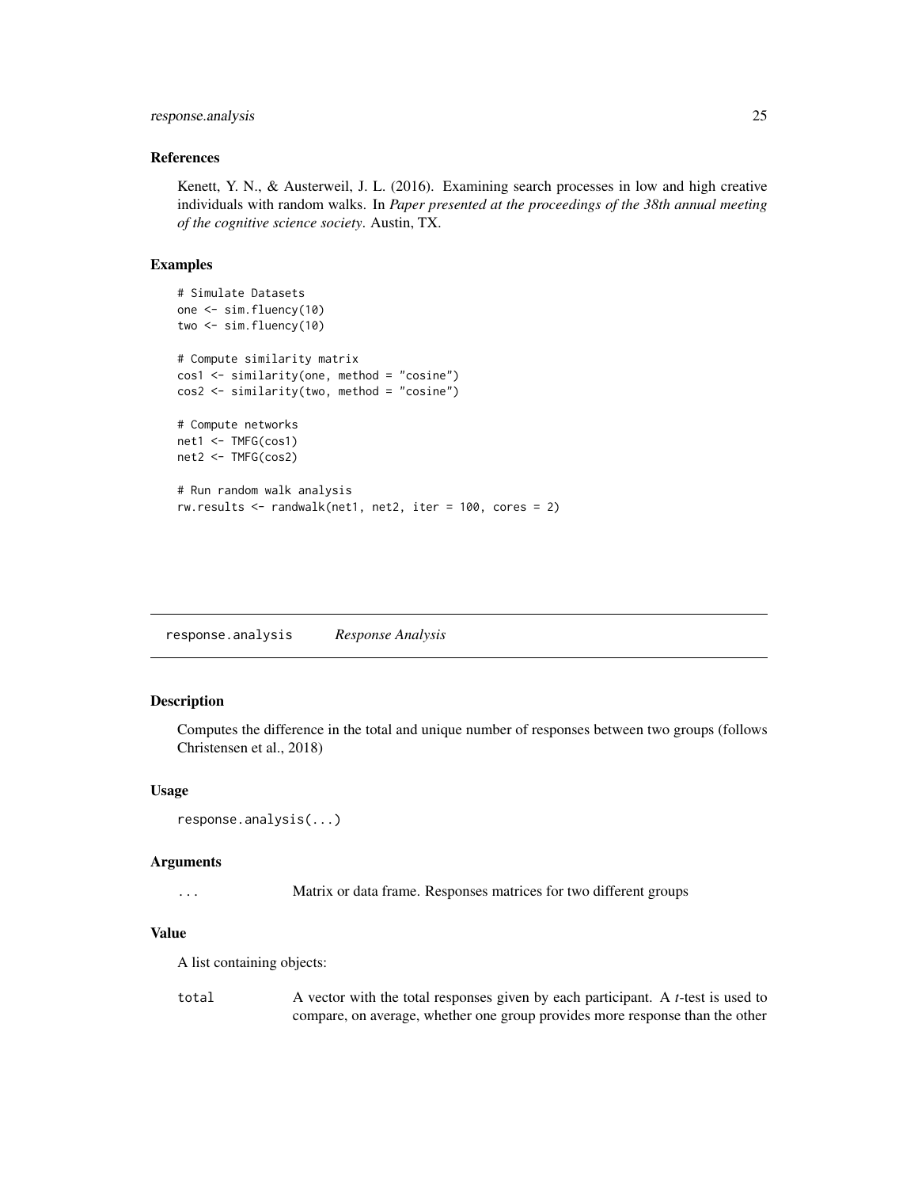### References

Kenett, Y. N., & Austerweil, J. L. (2016). Examining search processes in low and high creative individuals with random walks. In *Paper presented at the proceedings of the 38th annual meeting of the cognitive science society*. Austin, TX.

### Examples

```
# Simulate Datasets
one <- sim.fluency(10)
two <- sim.fluency(10)

# Compute similarity matrix
cos1 <- similarity(one, method = "cosine")
cos2 <- similarity(two, method = "cosine")

# Compute networks
net1 <- TMFG(cos1)
net2 <- TMFG(cos2)

# Run random walk analysis
rw.results <- randwalk(net1, net2, iter = 100, cores = 2)
```

---

## response.analysis *Response Analysis*

### Description

Computes the difference in the total and unique number of responses between two groups (follows Christensen et al., 2018)

### Usage

```
response.analysis(...)
```

### Arguments

| | |
|---|---|
| ... | Matrix or data frame. Responses matrices for two different groups |

### Value

A list containing objects:

| | |
|---|---|
| total | A vector with the total responses given by each participant. A *t*-test is used to compare, on average, whether one group provides more response than the other |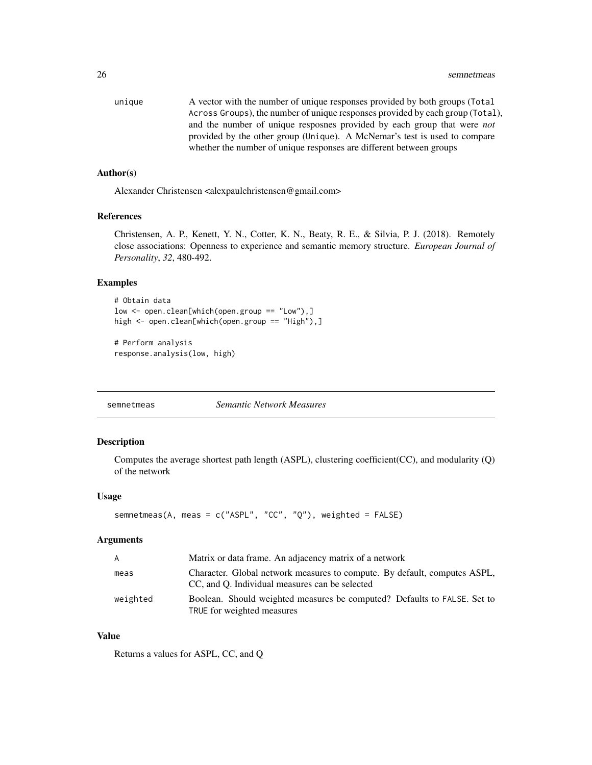unique	A vector with the number of unique responses provided by both groups (`Total Across Groups`), the number of unique responses provided by each group (`Total`), and the number of unique resposnes provided by each group that were *not* provided by the other group (`Unique`). A McNemar's test is used to compare whether the number of unique responses are different between groups

### Author(s)

Alexander Christensen <alexpaulchristensen@gmail.com>

### References

Christensen, A. P., Kenett, Y. N., Cotter, K. N., Beaty, R. E., & Silvia, P. J. (2018). Remotely close associations: Openness to experience and semantic memory structure. *European Journal of Personality*, *32*, 480-492.

### Examples

```
# Obtain data
low <- open.clean[which(open.group == "Low"),]
high <- open.clean[which(open.group == "High"),]

# Perform analysis
response.analysis(low, high)
```

---

## semnetmeas — *Semantic Network Measures*

### Description

Computes the average shortest path length (ASPL), clustering coefficient(CC), and modularity (Q) of the network

### Usage

```
semnetmeas(A, meas = c("ASPL", "CC", "Q"), weighted = FALSE)
```

### Arguments

| | |
|---|---|
| A | Matrix or data frame. An adjacency matrix of a network |
| meas | Character. Global network measures to compute. By default, computes ASPL, CC, and Q. Individual measures can be selected |
| weighted | Boolean. Should weighted measures be computed? Defaults to `FALSE`. Set to `TRUE` for weighted measures |

### Value

Returns a values for ASPL, CC, and Q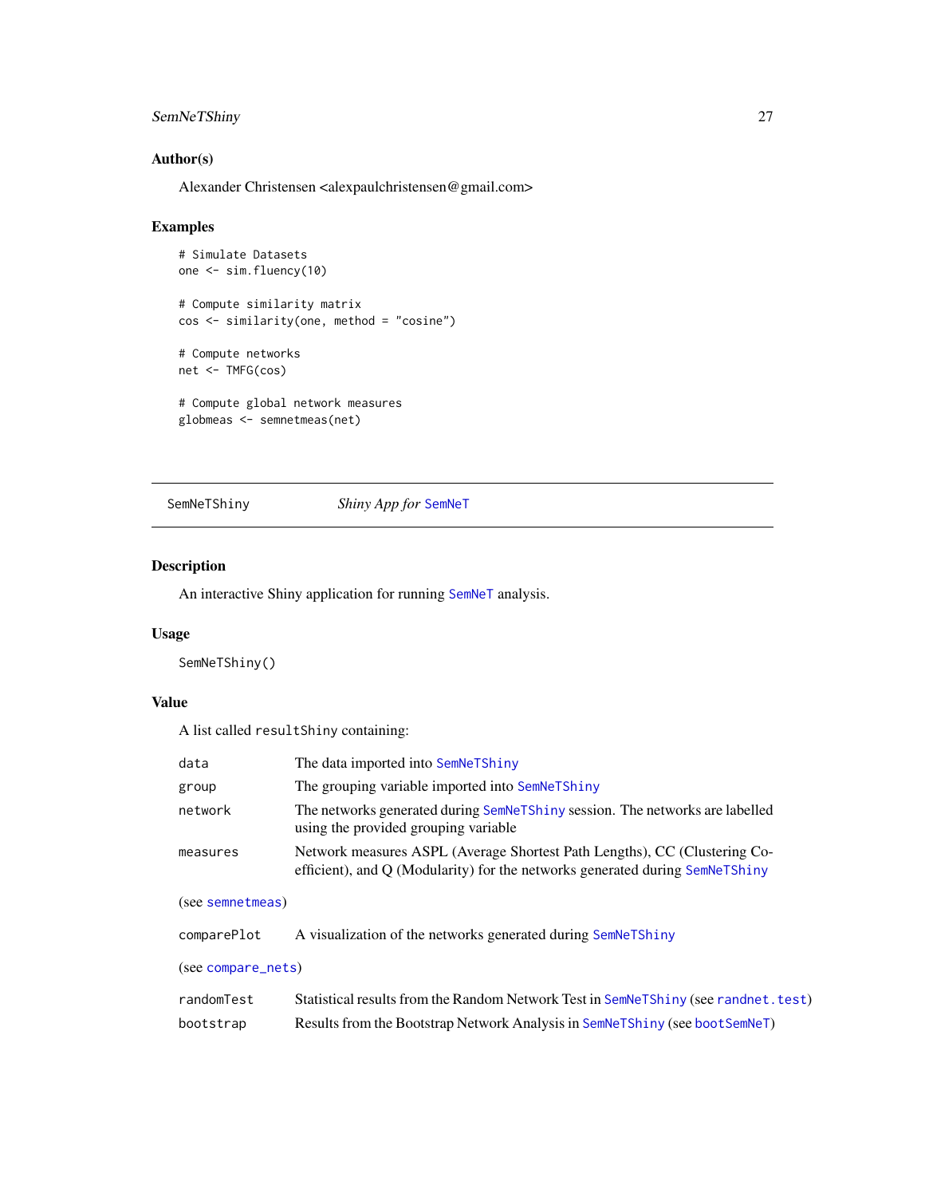## Author(s)

Alexander Christensen <alexpaulchristensen@gmail.com>

## Examples

```
# Simulate Datasets
one <- sim.fluency(10)

# Compute similarity matrix
cos <- similarity(one, method = "cosine")

# Compute networks
net <- TMFG(cos)

# Compute global network measures
globmeas <- semnetmeas(net)
```

---

SemNeTShiny — *Shiny App for* SemNeT

---

## Description

An interactive Shiny application for running SemNeT analysis.

## Usage

```
SemNeTShiny()
```

## Value

A list called `resultShiny` containing:

| | |
|---|---|
| `data` | The data imported into SemNeTShiny |
| `group` | The grouping variable imported into SemNeTShiny |
| `network` | The networks generated during SemNeTShiny session. The networks are labelled using the provided grouping variable |
| `measures` | Network measures ASPL (Average Shortest Path Lengths), CC (Clustering Coefficient), and Q (Modularity) for the networks generated during SemNeTShiny |

(see semnetmeas)

| | |
|---|---|
| `comparePlot` | A visualization of the networks generated during SemNeTShiny |

(see compare_nets)

| | |
|---|---|
| `randomTest` | Statistical results from the Random Network Test in SemNeTShiny (see randnet.test) |
| `bootstrap` | Results from the Bootstrap Network Analysis in SemNeTShiny (see bootSemNeT) |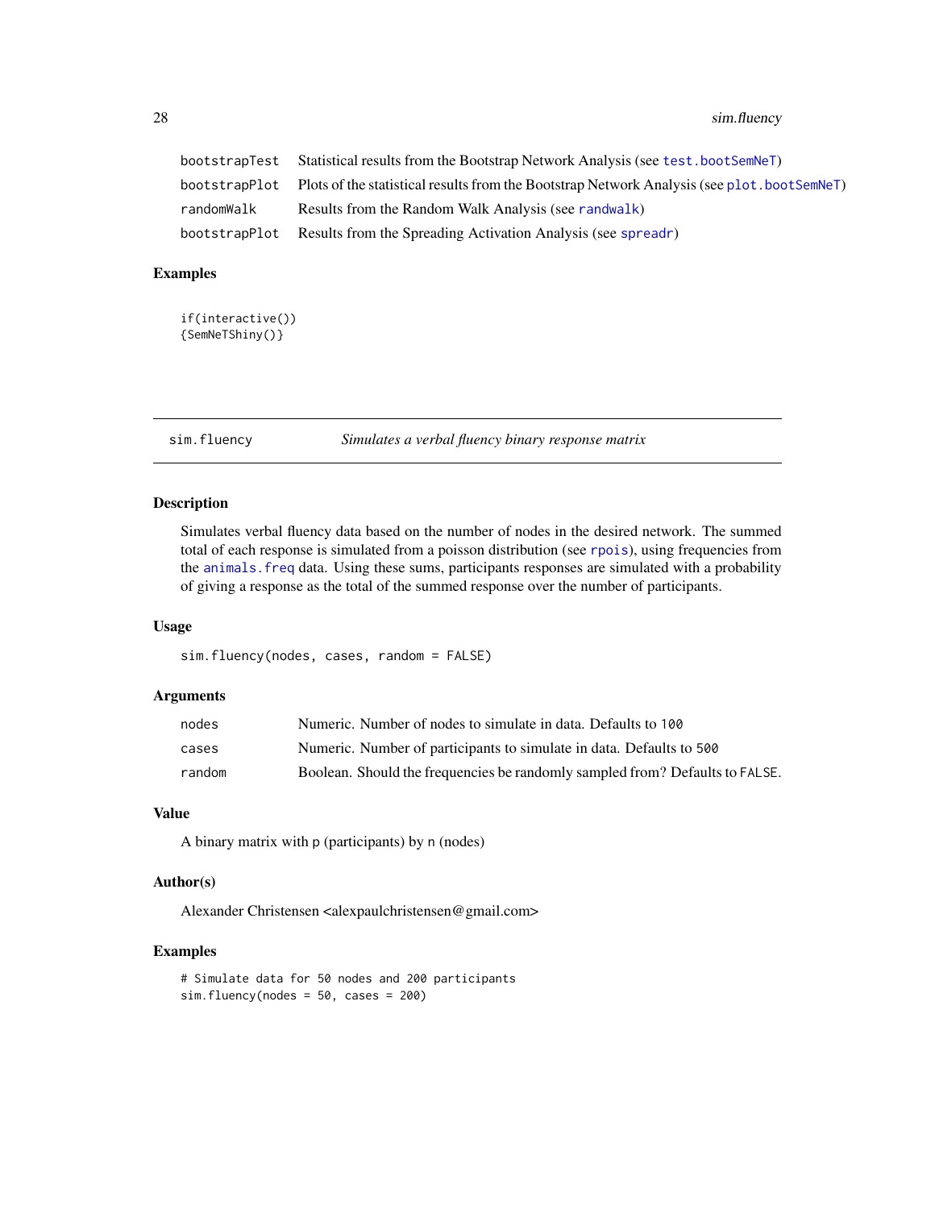| | |
|---|---|
| bootstrapTest | Statistical results from the Bootstrap Network Analysis (see test.bootSemNeT) |
| bootstrapPlot | Plots of the statistical results from the Bootstrap Network Analysis (see plot.bootSemNeT) |
| randomWalk | Results from the Random Walk Analysis (see randwalk) |
| bootstrapPlot | Results from the Spreading Activation Analysis (see spreadr) |

### Examples

```
if(interactive())
{SemNeTShiny()}
```

---

## sim.fluency — *Simulates a verbal fluency binary response matrix*

---

### Description

Simulates verbal fluency data based on the number of nodes in the desired network. The summed total of each response is simulated from a poisson distribution (see rpois), using frequencies from the animals.freq data. Using these sums, participants responses are simulated with a probability of giving a response as the total of the summed response over the number of participants.

### Usage

```
sim.fluency(nodes, cases, random = FALSE)
```

### Arguments

| | |
|---|---|
| nodes | Numeric. Number of nodes to simulate in data. Defaults to 100 |
| cases | Numeric. Number of participants to simulate in data. Defaults to 500 |
| random | Boolean. Should the frequencies be randomly sampled from? Defaults to FALSE. |

### Value

A binary matrix with p (participants) by n (nodes)

### Author(s)

Alexander Christensen <alexpaulchristensen@gmail.com>

### Examples

```
# Simulate data for 50 nodes and 200 participants
sim.fluency(nodes = 50, cases = 200)
```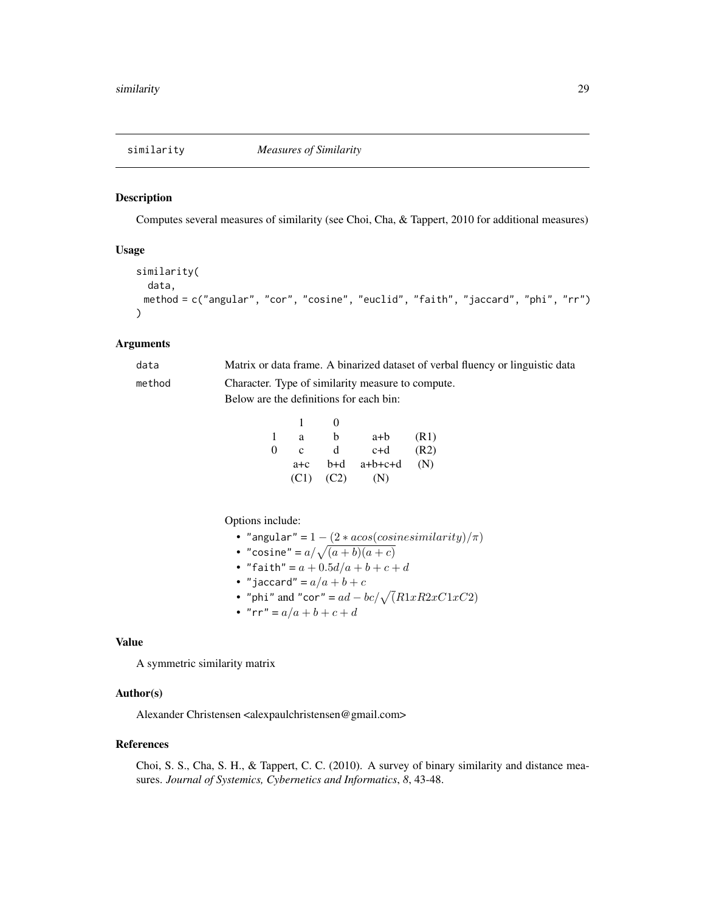## similarity — *Measures of Similarity*

### Description

Computes several measures of similarity (see Choi, Cha, & Tappert, 2010 for additional measures)

### Usage

```
similarity(
  data,
  method = c("angular", "cor", "cosine", "euclid", "faith", "jaccard", "phi", "rr")
)
```

### Arguments

`data` Matrix or data frame. A binarized dataset of verbal fluency or linguistic data

`method` Character. Type of similarity measure to compute.
Below are the definitions for each bin:

| | 1 | 0 | | |
|---|---|---|---|---|
| 1 | a | b | a+b | (R1) |
| 0 | c | d | c+d | (R2) |
| | a+c | b+d | a+b+c+d | (N) |
| | (C1) | (C2) | (N) | |

Options include:

- "angular" = $1 - (2 * acos(cosinesimilarity)/\pi)$
- "cosine" = $a/\sqrt{(a+b)(a+c)}$
- "faith" = $a + 0.5d/a + b + c + d$
- "jaccard" = $a/a + b + c$
- "phi" and "cor" = $ad - bc/\sqrt{(}R1xR2xC1xC2)$
- "rr" = $a/a + b + c + d$

### Value

A symmetric similarity matrix

### Author(s)

Alexander Christensen <alexpaulchristensen@gmail.com>

### References

Choi, S. S., Cha, S. H., & Tappert, C. C. (2010). A survey of binary similarity and distance measures. *Journal of Systemics, Cybernetics and Informatics*, *8*, 43-48.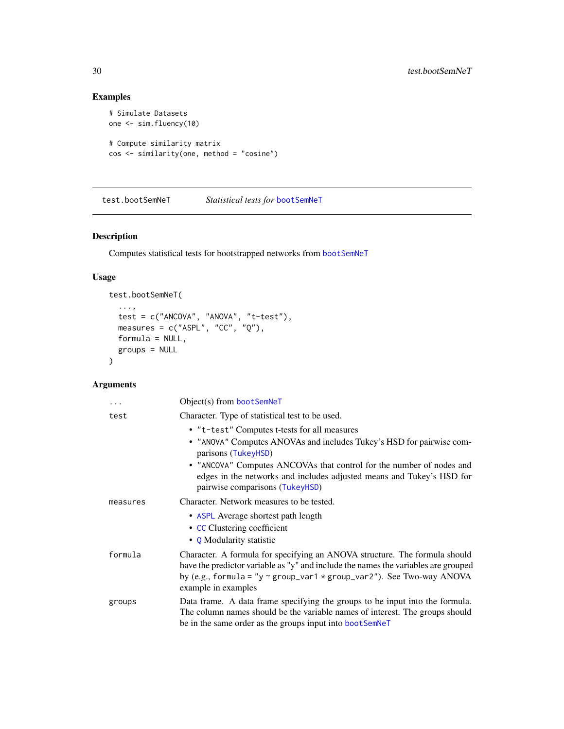## Examples

```
# Simulate Datasets
one <- sim.fluency(10)

# Compute similarity matrix
cos <- similarity(one, method = "cosine")
```

---

test.bootSemNeT *Statistical tests for* bootSemNeT

---

## Description

Computes statistical tests for bootstrapped networks from bootSemNeT

## Usage

```
test.bootSemNeT(
  ...,
  test = c("ANCOVA", "ANOVA", "t-test"),
  measures = c("ASPL", "CC", "Q"),
  formula = NULL,
  groups = NULL
)
```

## Arguments

`...` Object(s) from bootSemNeT

`test` Character. Type of statistical test to be used.

- `"t-test"` Computes t-tests for all measures
- `"ANOVA"` Computes ANOVAs and includes Tukey's HSD for pairwise comparisons (TukeyHSD)
- `"ANCOVA"` Computes ANCOVAs that control for the number of nodes and edges in the networks and includes adjusted means and Tukey's HSD for pairwise comparisons (TukeyHSD)

`measures` Character. Network measures to be tested.

- ASPL Average shortest path length
- CC Clustering coefficient
- Q Modularity statistic

`formula` Character. A formula for specifying an ANOVA structure. The formula should have the predictor variable as "y" and include the names the variables are grouped by (e.g., `formula = "y ~ group_var1 * group_var2"`). See Two-way ANOVA example in examples

`groups` Data frame. A data frame specifying the groups to be input into the formula. The column names should be the variable names of interest. The groups should be in the same order as the groups input into bootSemNeT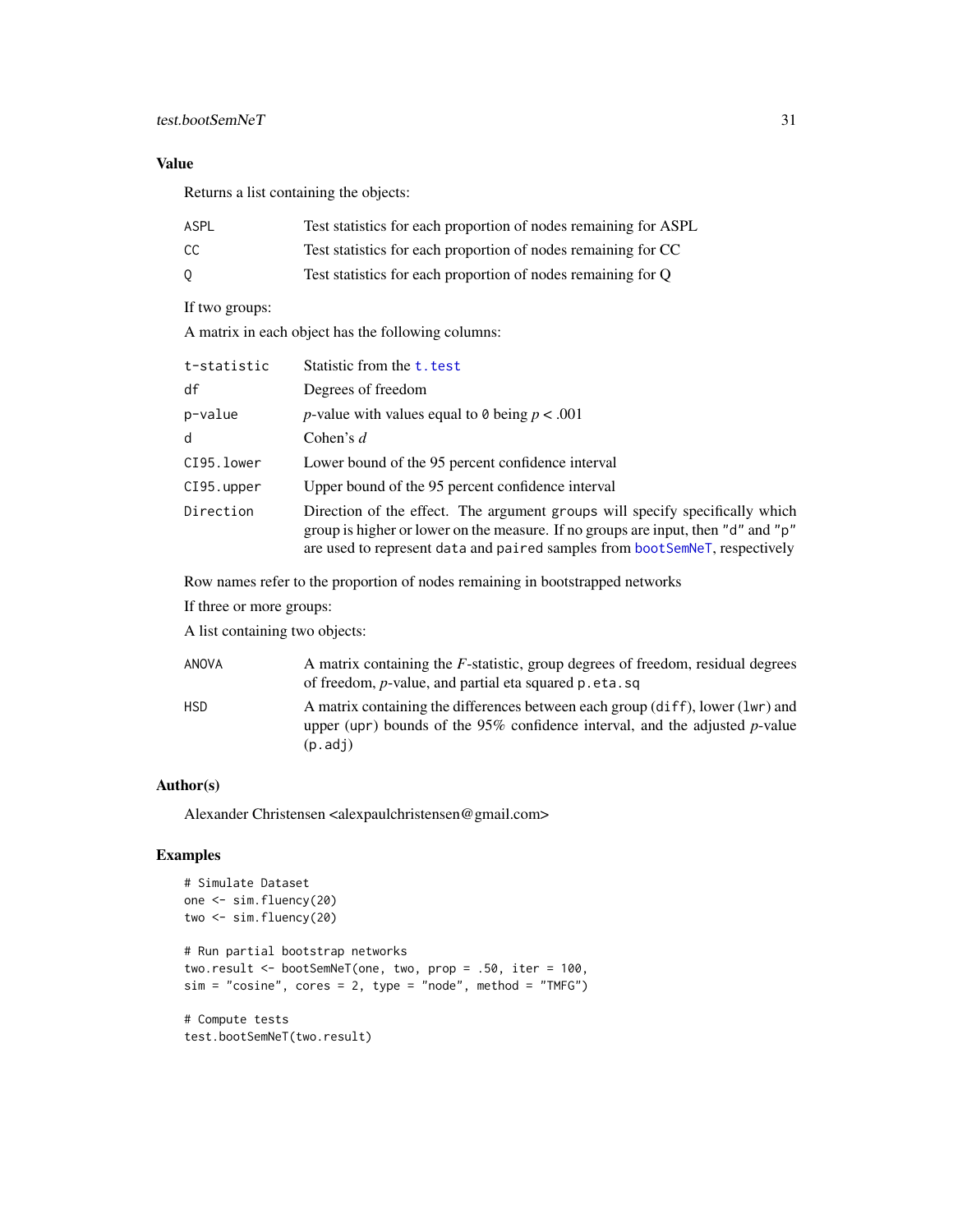## Value

Returns a list containing the objects:

- `ASPL` — Test statistics for each proportion of nodes remaining for ASPL
- `CC` — Test statistics for each proportion of nodes remaining for CC
- `Q` — Test statistics for each proportion of nodes remaining for Q

If two groups:

A matrix in each object has the following columns:

- `t-statistic` — Statistic from the `t.test`
- `df` — Degrees of freedom
- `p-value` — *p*-value with values equal to `0` being $p < .001$
- `d` — Cohen's *d*
- `CI95.lower` — Lower bound of the 95 percent confidence interval
- `CI95.upper` — Upper bound of the 95 percent confidence interval
- `Direction` — Direction of the effect. The argument `groups` will specify specifically which group is higher or lower on the measure. If no groups are input, then `"d"` and `"p"` are used to represent `data` and `paired` samples from `bootSemNeT`, respectively

Row names refer to the proportion of nodes remaining in bootstrapped networks

If three or more groups:

A list containing two objects:

- `ANOVA` — A matrix containing the *F*-statistic, group degrees of freedom, residual degrees of freedom, *p*-value, and partial eta squared `p.eta.sq`
- `HSD` — A matrix containing the differences between each group (`diff`), lower (`lwr`) and upper (`upr`) bounds of the 95% confidence interval, and the adjusted *p*-value (`p.adj`)

## Author(s)

Alexander Christensen <alexpaulchristensen@gmail.com>

## Examples

```
# Simulate Dataset
one <- sim.fluency(20)
two <- sim.fluency(20)

# Run partial bootstrap networks
two.result <- bootSemNeT(one, two, prop = .50, iter = 100,
sim = "cosine", cores = 2, type = "node", method = "TMFG")

# Compute tests
test.bootSemNeT(two.result)
```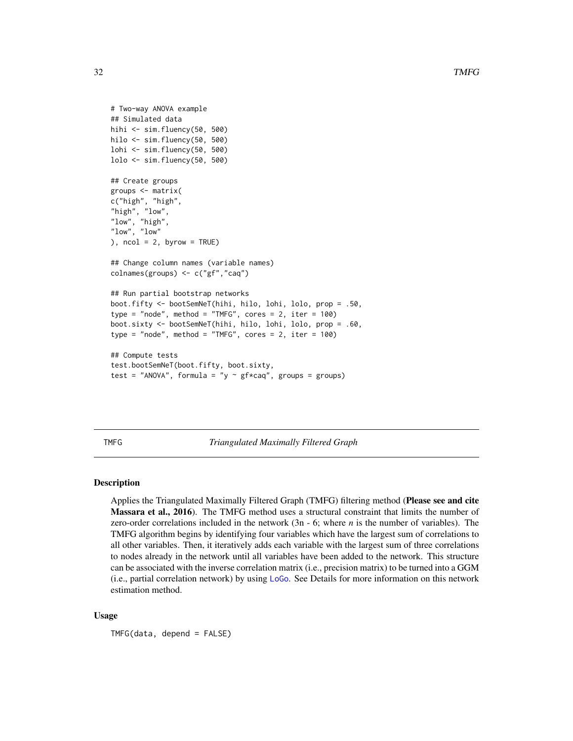```
# Two-way ANOVA example
## Simulated data
hihi <- sim.fluency(50, 500)
hilo <- sim.fluency(50, 500)
lohi <- sim.fluency(50, 500)
lolo <- sim.fluency(50, 500)

## Create groups
groups <- matrix(
c("high", "high",
"high", "low",
"low", "high",
"low", "low"
), ncol = 2, byrow = TRUE)

## Change column names (variable names)
colnames(groups) <- c("gf","caq")

## Run partial bootstrap networks
boot.fifty <- bootSemNeT(hihi, hilo, lohi, lolo, prop = .50,
type = "node", method = "TMFG", cores = 2, iter = 100)
boot.sixty <- bootSemNeT(hihi, hilo, lohi, lolo, prop = .60,
type = "node", method = "TMFG", cores = 2, iter = 100)

## Compute tests
test.bootSemNeT(boot.fifty, boot.sixty,
test = "ANOVA", formula = "y ~ gf*caq", groups = groups)
```

## TMFG — *Triangulated Maximally Filtered Graph*

### Description

Applies the Triangulated Maximally Filtered Graph (TMFG) filtering method (**Please see and cite Massara et al., 2016**). The TMFG method uses a structural constraint that limits the number of zero-order correlations included in the network (3n - 6; where *n* is the number of variables). The TMFG algorithm begins by identifying four variables which have the largest sum of correlations to all other variables. Then, it iteratively adds each variable with the largest sum of three correlations to nodes already in the network until all variables have been added to the network. This structure can be associated with the inverse correlation matrix (i.e., precision matrix) to be turned into a GGM (i.e., partial correlation network) by using `LoGo`. See Details for more information on this network estimation method.

### Usage

```
TMFG(data, depend = FALSE)
```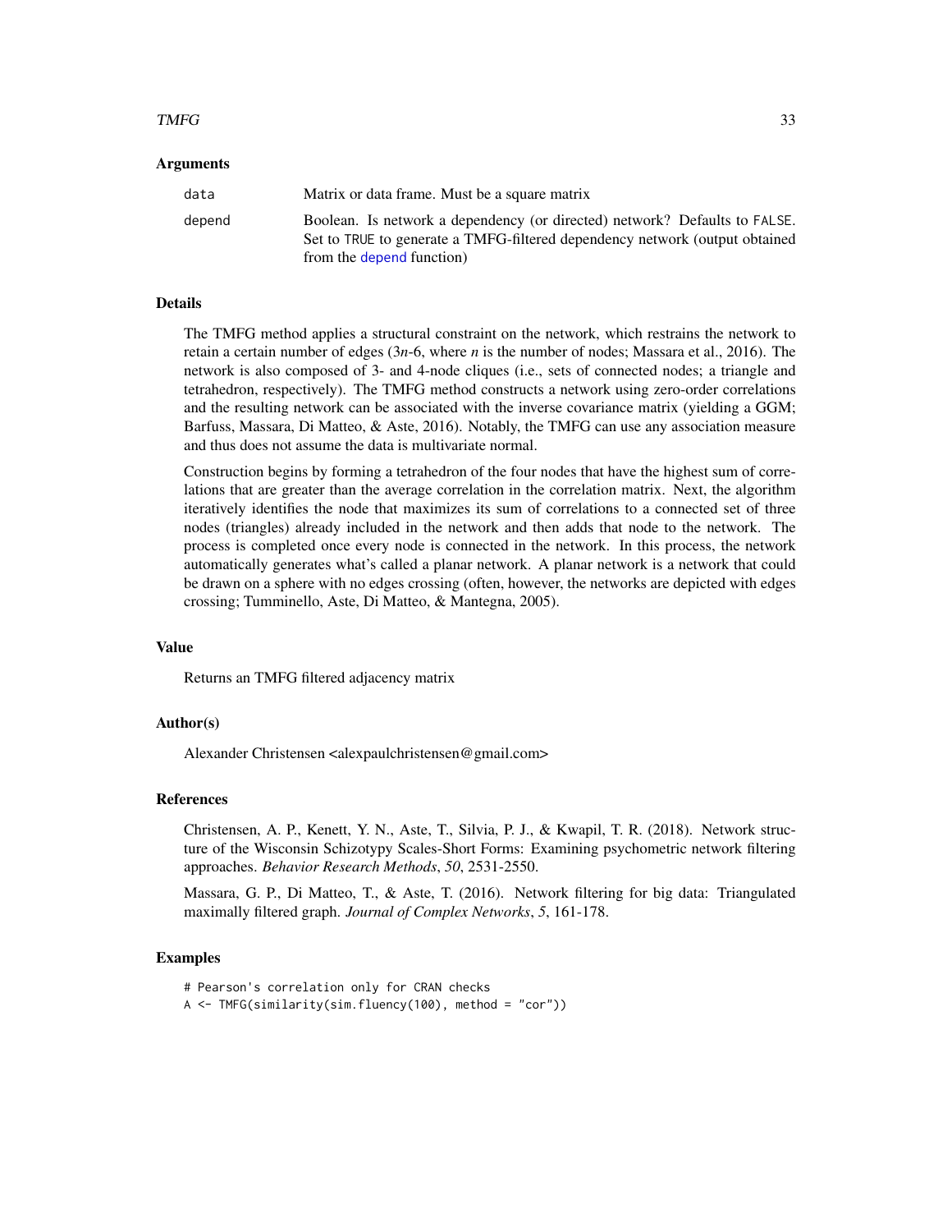### Arguments

| | |
|---|---|
| `data` | Matrix or data frame. Must be a square matrix |
| `depend` | Boolean. Is network a dependency (or directed) network? Defaults to `FALSE`. Set to `TRUE` to generate a TMFG-filtered dependency network (output obtained from the depend function) |

### Details

The TMFG method applies a structural constraint on the network, which restrains the network to retain a certain number of edges (3*n*-6, where *n* is the number of nodes; Massara et al., 2016). The network is also composed of 3- and 4-node cliques (i.e., sets of connected nodes; a triangle and tetrahedron, respectively). The TMFG method constructs a network using zero-order correlations and the resulting network can be associated with the inverse covariance matrix (yielding a GGM; Barfuss, Massara, Di Matteo, & Aste, 2016). Notably, the TMFG can use any association measure and thus does not assume the data is multivariate normal.

Construction begins by forming a tetrahedron of the four nodes that have the highest sum of correlations that are greater than the average correlation in the correlation matrix. Next, the algorithm iteratively identifies the node that maximizes its sum of correlations to a connected set of three nodes (triangles) already included in the network and then adds that node to the network. The process is completed once every node is connected in the network. In this process, the network automatically generates what's called a planar network. A planar network is a network that could be drawn on a sphere with no edges crossing (often, however, the networks are depicted with edges crossing; Tumminello, Aste, Di Matteo, & Mantegna, 2005).

### Value

Returns an TMFG filtered adjacency matrix

### Author(s)

Alexander Christensen <alexpaulchristensen@gmail.com>

### References

Christensen, A. P., Kenett, Y. N., Aste, T., Silvia, P. J., & Kwapil, T. R. (2018). Network structure of the Wisconsin Schizotypy Scales-Short Forms: Examining psychometric network filtering approaches. *Behavior Research Methods*, *50*, 2531-2550.

Massara, G. P., Di Matteo, T., & Aste, T. (2016). Network filtering for big data: Triangulated maximally filtered graph. *Journal of Complex Networks*, *5*, 161-178.

### Examples

```
# Pearson's correlation only for CRAN checks
A <- TMFG(similarity(sim.fluency(100), method = "cor"))
```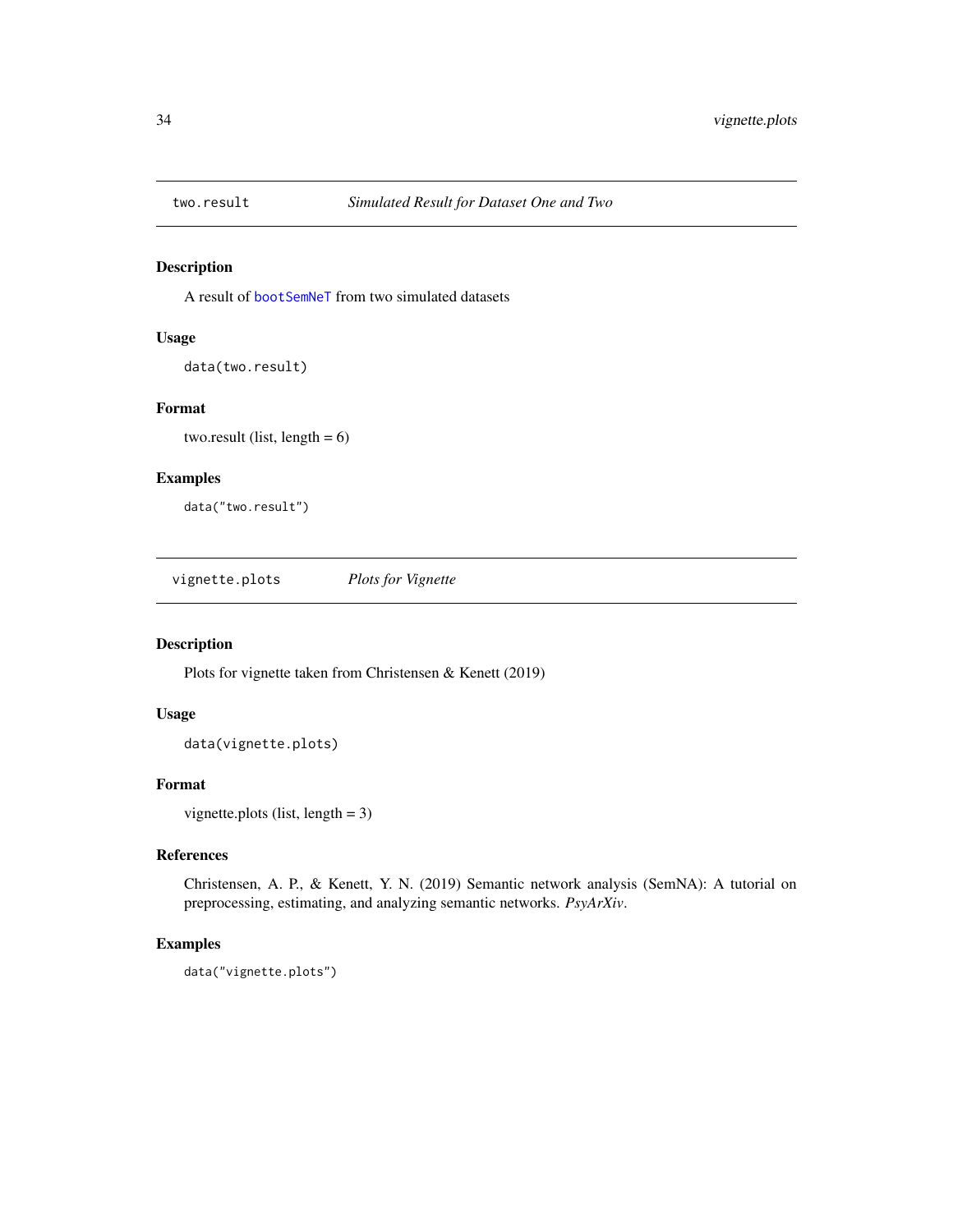## two.result *Simulated Result for Dataset One and Two*

### Description

A result of bootSemNeT from two simulated datasets

### Usage

```
data(two.result)
```

### Format

two.result (list, length = 6)

### Examples

```
data("two.result")
```

## vignette.plots *Plots for Vignette*

### Description

Plots for vignette taken from Christensen & Kenett (2019)

### Usage

```
data(vignette.plots)
```

### Format

vignette.plots (list, length = 3)

### References

Christensen, A. P., & Kenett, Y. N. (2019) Semantic network analysis (SemNA): A tutorial on preprocessing, estimating, and analyzing semantic networks. *PsyArXiv*.

### Examples

```
data("vignette.plots")
```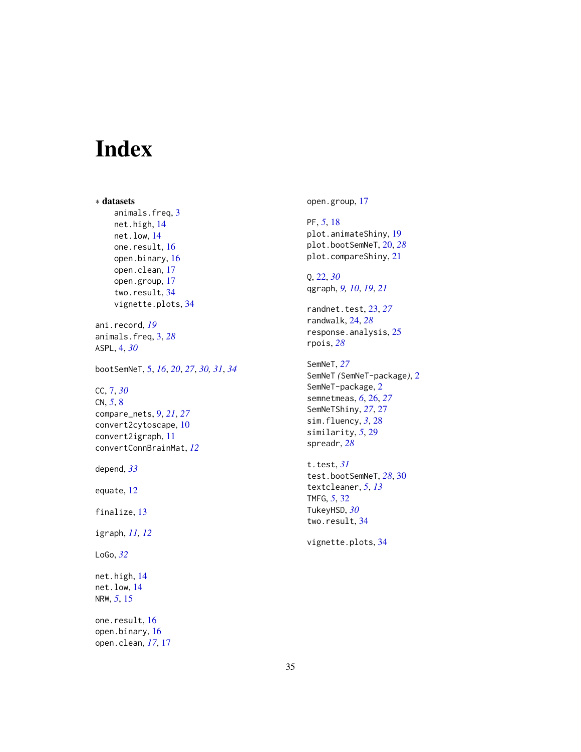# Index

∗ **datasets**

- animals.freq, 3
- net.high, 14
- net.low, 14
- one.result, 16
- open.binary, 16
- open.clean, 17
- open.group, 17
- two.result, 34
- vignette.plots, 34

ani.record, *19*
animals.freq, 3, *28*
ASPL, 4, *30*

bootSemNeT, 5, *16*, *20*, *27*, *30, 31*, *34*

CC, 7, *30*
CN, *5*, 8
compare_nets, 9, *21*, *27*
convert2cytoscape, 10
convert2igraph, 11
convertConnBrainMat, *12*

depend, *33*

equate, 12

finalize, 13

igraph, *11, 12*

LoGo, *32*

net.high, 14
net.low, 14
NRW, *5*, 15

one.result, 16
open.binary, 16
open.clean, *17*, 17
open.group, 17

PF, *5*, 18
plot.animateShiny, 19
plot.bootSemNeT, 20, *28*
plot.compareShiny, 21

Q, 22, *30*
qgraph, *9, 10*, *19*, *21*

randnet.test, 23, *27*
randwalk, 24, *28*
response.analysis, 25
rpois, *28*

SemNeT, *27*
SemNeT *(*SemNeT-package*)*, 2
SemNeT-package, 2
semnetmeas, *6*, 26, *27*
SemNeTShiny, *27*, 27
sim.fluency, *3*, 28
similarity, *5*, 29
spreadr, *28*

t.test, *31*
test.bootSemNeT, *28*, 30
textcleaner, *5*, *13*
TMFG, *5*, 32
TukeyHSD, *30*
two.result, 34

vignette.plots, 34